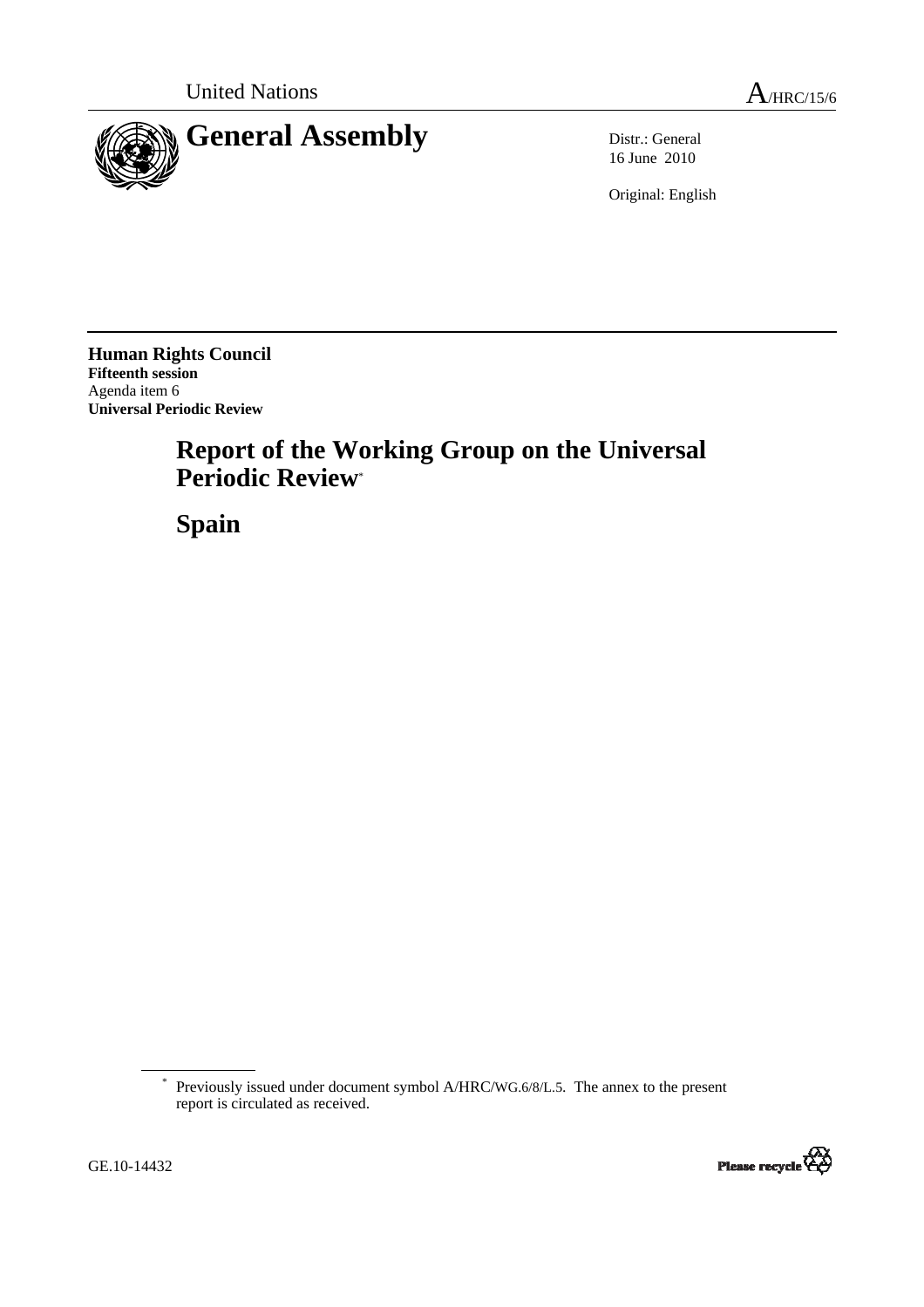United Nations A/HRC/15/6

# General Assembly

Distr.: General
16 June 2010

Original: English

**Human Rights Council**
**Fifteenth session**
Agenda item 6
**Universal Periodic Review**

# Report of the Working Group on the Universal Periodic Review*

# Spain

\* Previously issued under document symbol A/HRC/WG.6/8/L.5. The annex to the present report is circulated as received.

GE.10-14432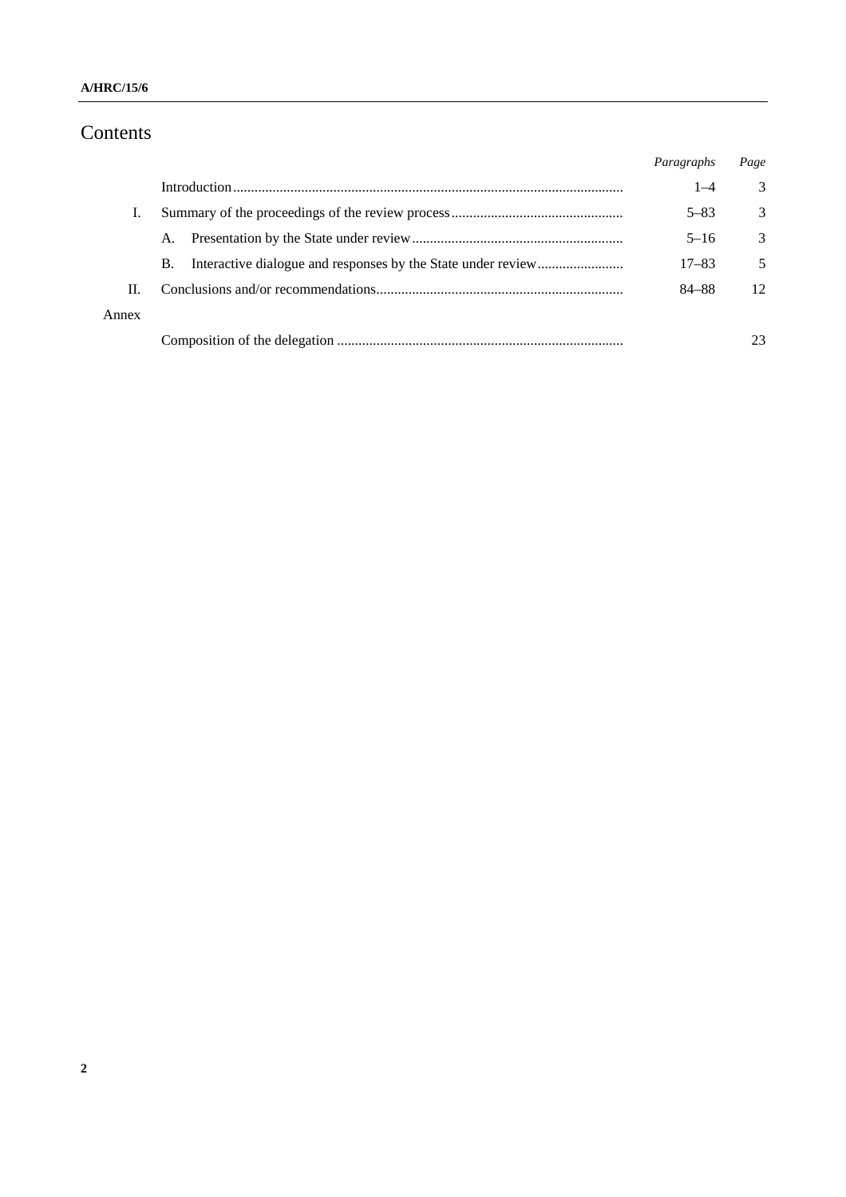# Contents

| | | *Paragraphs* | *Page* |
|---|---|---|---|
| | Introduction | 1–4 | 3 |
| I. | Summary of the proceedings of the review process | 5–83 | 3 |
| | A. Presentation by the State under review | 5–16 | 3 |
| | B. Interactive dialogue and responses by the State under review | 17–83 | 5 |
| II. | Conclusions and/or recommendations | 84–88 | 12 |
| Annex | | | |
| | Composition of the delegation | | 23 |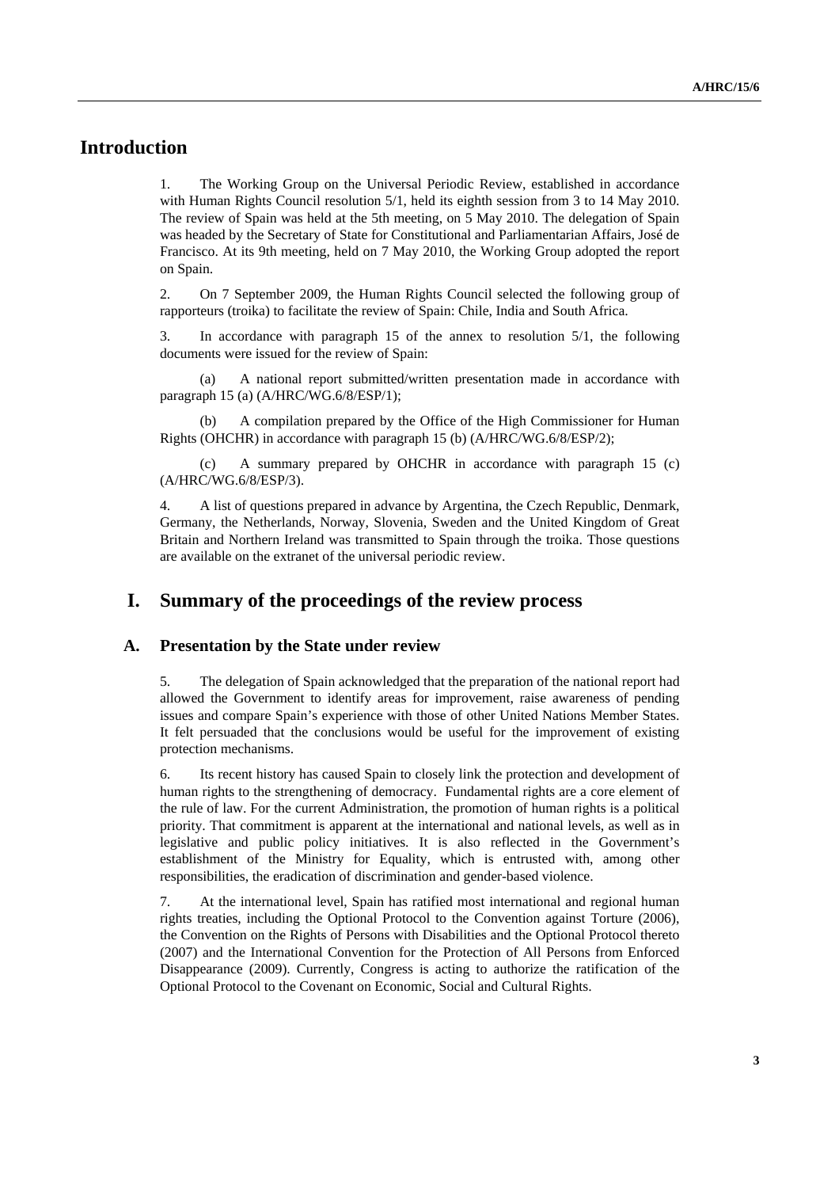# Introduction

1. The Working Group on the Universal Periodic Review, established in accordance with Human Rights Council resolution 5/1, held its eighth session from 3 to 14 May 2010. The review of Spain was held at the 5th meeting, on 5 May 2010. The delegation of Spain was headed by the Secretary of State for Constitutional and Parliamentarian Affairs, José de Francisco. At its 9th meeting, held on 7 May 2010, the Working Group adopted the report on Spain.

2. On 7 September 2009, the Human Rights Council selected the following group of rapporteurs (troika) to facilitate the review of Spain: Chile, India and South Africa.

3. In accordance with paragraph 15 of the annex to resolution 5/1, the following documents were issued for the review of Spain:

(a) A national report submitted/written presentation made in accordance with paragraph 15 (a) (A/HRC/WG.6/8/ESP/1);

(b) A compilation prepared by the Office of the High Commissioner for Human Rights (OHCHR) in accordance with paragraph 15 (b) (A/HRC/WG.6/8/ESP/2);

(c) A summary prepared by OHCHR in accordance with paragraph 15 (c) (A/HRC/WG.6/8/ESP/3).

4. A list of questions prepared in advance by Argentina, the Czech Republic, Denmark, Germany, the Netherlands, Norway, Slovenia, Sweden and the United Kingdom of Great Britain and Northern Ireland was transmitted to Spain through the troika. Those questions are available on the extranet of the universal periodic review.

# I. Summary of the proceedings of the review process

## A. Presentation by the State under review

5. The delegation of Spain acknowledged that the preparation of the national report had allowed the Government to identify areas for improvement, raise awareness of pending issues and compare Spain's experience with those of other United Nations Member States. It felt persuaded that the conclusions would be useful for the improvement of existing protection mechanisms.

6. Its recent history has caused Spain to closely link the protection and development of human rights to the strengthening of democracy. Fundamental rights are a core element of the rule of law. For the current Administration, the promotion of human rights is a political priority. That commitment is apparent at the international and national levels, as well as in legislative and public policy initiatives. It is also reflected in the Government's establishment of the Ministry for Equality, which is entrusted with, among other responsibilities, the eradication of discrimination and gender-based violence.

7. At the international level, Spain has ratified most international and regional human rights treaties, including the Optional Protocol to the Convention against Torture (2006), the Convention on the Rights of Persons with Disabilities and the Optional Protocol thereto (2007) and the International Convention for the Protection of All Persons from Enforced Disappearance (2009). Currently, Congress is acting to authorize the ratification of the Optional Protocol to the Covenant on Economic, Social and Cultural Rights.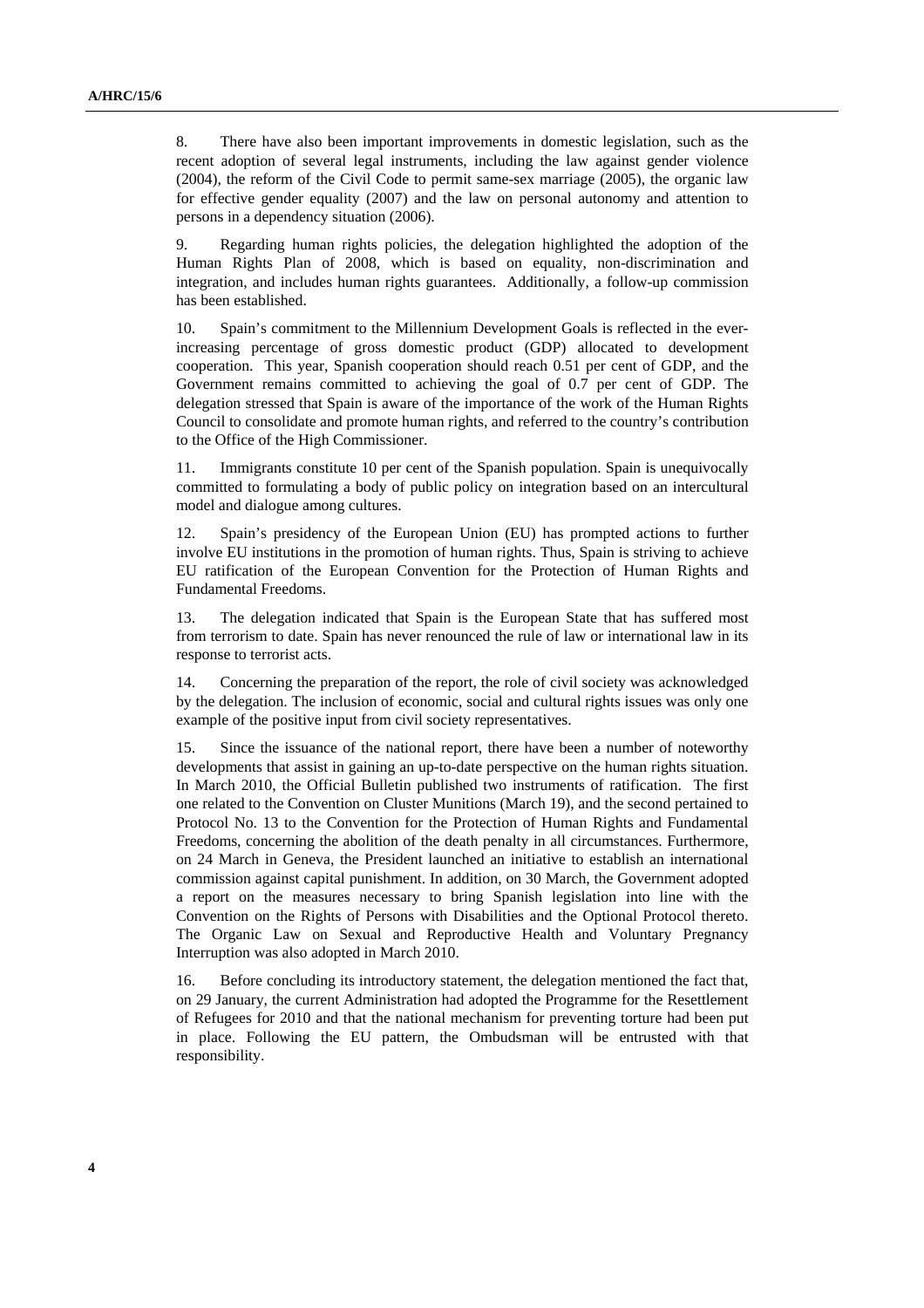8. There have also been important improvements in domestic legislation, such as the recent adoption of several legal instruments, including the law against gender violence (2004), the reform of the Civil Code to permit same-sex marriage (2005), the organic law for effective gender equality (2007) and the law on personal autonomy and attention to persons in a dependency situation (2006).

9. Regarding human rights policies, the delegation highlighted the adoption of the Human Rights Plan of 2008, which is based on equality, non-discrimination and integration, and includes human rights guarantees. Additionally, a follow-up commission has been established.

10. Spain's commitment to the Millennium Development Goals is reflected in the ever-increasing percentage of gross domestic product (GDP) allocated to development cooperation. This year, Spanish cooperation should reach 0.51 per cent of GDP, and the Government remains committed to achieving the goal of 0.7 per cent of GDP. The delegation stressed that Spain is aware of the importance of the work of the Human Rights Council to consolidate and promote human rights, and referred to the country's contribution to the Office of the High Commissioner.

11. Immigrants constitute 10 per cent of the Spanish population. Spain is unequivocally committed to formulating a body of public policy on integration based on an intercultural model and dialogue among cultures.

12. Spain's presidency of the European Union (EU) has prompted actions to further involve EU institutions in the promotion of human rights. Thus, Spain is striving to achieve EU ratification of the European Convention for the Protection of Human Rights and Fundamental Freedoms.

13. The delegation indicated that Spain is the European State that has suffered most from terrorism to date. Spain has never renounced the rule of law or international law in its response to terrorist acts.

14. Concerning the preparation of the report, the role of civil society was acknowledged by the delegation. The inclusion of economic, social and cultural rights issues was only one example of the positive input from civil society representatives.

15. Since the issuance of the national report, there have been a number of noteworthy developments that assist in gaining an up-to-date perspective on the human rights situation. In March 2010, the Official Bulletin published two instruments of ratification. The first one related to the Convention on Cluster Munitions (March 19), and the second pertained to Protocol No. 13 to the Convention for the Protection of Human Rights and Fundamental Freedoms, concerning the abolition of the death penalty in all circumstances. Furthermore, on 24 March in Geneva, the President launched an initiative to establish an international commission against capital punishment. In addition, on 30 March, the Government adopted a report on the measures necessary to bring Spanish legislation into line with the Convention on the Rights of Persons with Disabilities and the Optional Protocol thereto. The Organic Law on Sexual and Reproductive Health and Voluntary Pregnancy Interruption was also adopted in March 2010.

16. Before concluding its introductory statement, the delegation mentioned the fact that, on 29 January, the current Administration had adopted the Programme for the Resettlement of Refugees for 2010 and that the national mechanism for preventing torture had been put in place. Following the EU pattern, the Ombudsman will be entrusted with that responsibility.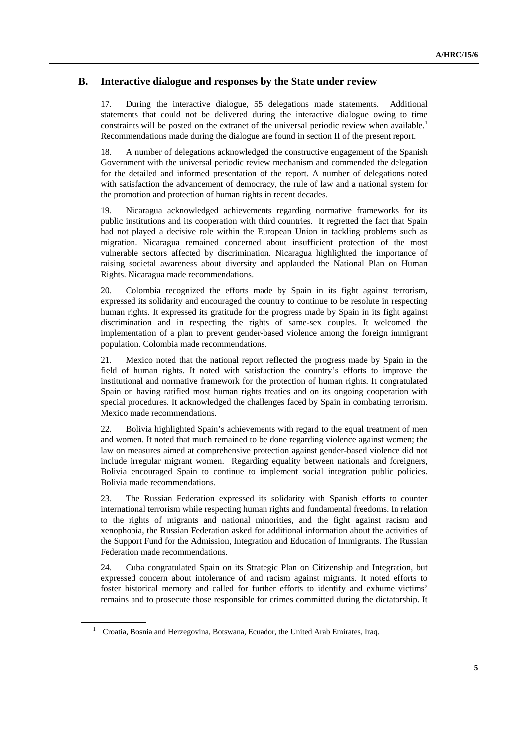## B. Interactive dialogue and responses by the State under review

17. During the interactive dialogue, 55 delegations made statements. Additional statements that could not be delivered during the interactive dialogue owing to time constraints will be posted on the extranet of the universal periodic review when available.[1] Recommendations made during the dialogue are found in section II of the present report.

18. A number of delegations acknowledged the constructive engagement of the Spanish Government with the universal periodic review mechanism and commended the delegation for the detailed and informed presentation of the report. A number of delegations noted with satisfaction the advancement of democracy, the rule of law and a national system for the promotion and protection of human rights in recent decades.

19. Nicaragua acknowledged achievements regarding normative frameworks for its public institutions and its cooperation with third countries. It regretted the fact that Spain had not played a decisive role within the European Union in tackling problems such as migration. Nicaragua remained concerned about insufficient protection of the most vulnerable sectors affected by discrimination. Nicaragua highlighted the importance of raising societal awareness about diversity and applauded the National Plan on Human Rights. Nicaragua made recommendations.

20. Colombia recognized the efforts made by Spain in its fight against terrorism, expressed its solidarity and encouraged the country to continue to be resolute in respecting human rights. It expressed its gratitude for the progress made by Spain in its fight against discrimination and in respecting the rights of same-sex couples. It welcomed the implementation of a plan to prevent gender-based violence among the foreign immigrant population. Colombia made recommendations.

21. Mexico noted that the national report reflected the progress made by Spain in the field of human rights. It noted with satisfaction the country's efforts to improve the institutional and normative framework for the protection of human rights. It congratulated Spain on having ratified most human rights treaties and on its ongoing cooperation with special procedures. It acknowledged the challenges faced by Spain in combating terrorism. Mexico made recommendations.

22. Bolivia highlighted Spain's achievements with regard to the equal treatment of men and women. It noted that much remained to be done regarding violence against women; the law on measures aimed at comprehensive protection against gender-based violence did not include irregular migrant women. Regarding equality between nationals and foreigners, Bolivia encouraged Spain to continue to implement social integration public policies. Bolivia made recommendations.

23. The Russian Federation expressed its solidarity with Spanish efforts to counter international terrorism while respecting human rights and fundamental freedoms. In relation to the rights of migrants and national minorities, and the fight against racism and xenophobia, the Russian Federation asked for additional information about the activities of the Support Fund for the Admission, Integration and Education of Immigrants. The Russian Federation made recommendations.

24. Cuba congratulated Spain on its Strategic Plan on Citizenship and Integration, but expressed concern about intolerance of and racism against migrants. It noted efforts to foster historical memory and called for further efforts to identify and exhume victims' remains and to prosecute those responsible for crimes committed during the dictatorship. It

[1] Croatia, Bosnia and Herzegovina, Botswana, Ecuador, the United Arab Emirates, Iraq.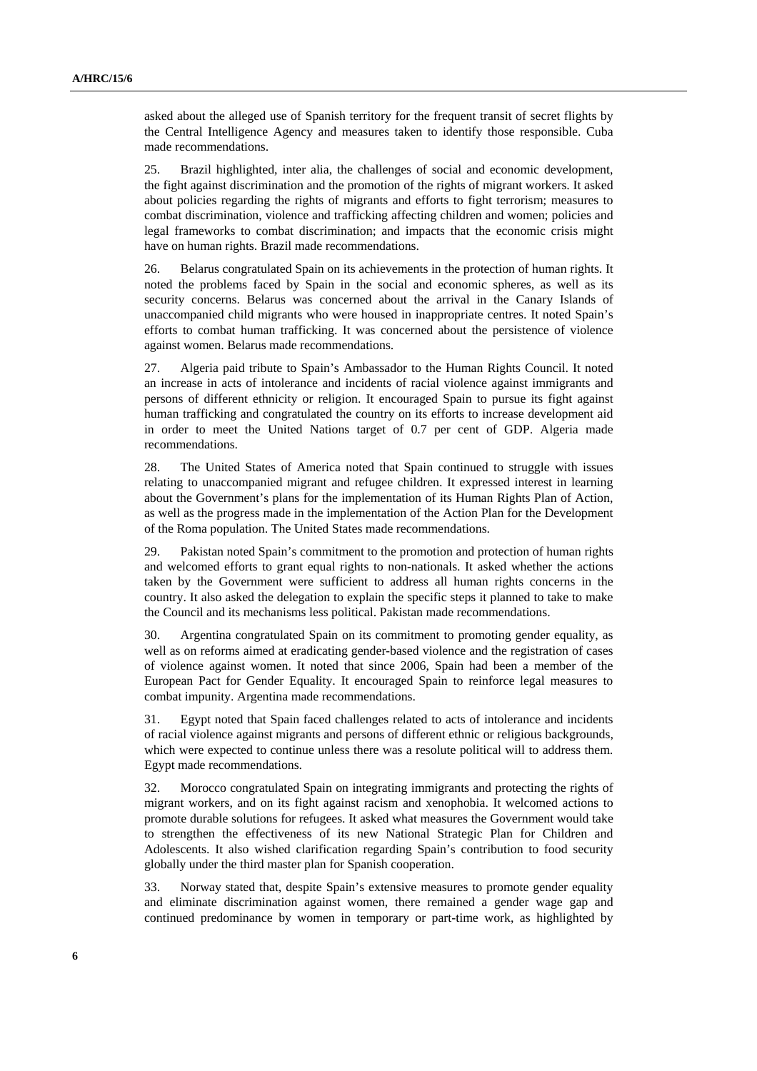asked about the alleged use of Spanish territory for the frequent transit of secret flights by the Central Intelligence Agency and measures taken to identify those responsible. Cuba made recommendations.

25. Brazil highlighted, inter alia, the challenges of social and economic development, the fight against discrimination and the promotion of the rights of migrant workers. It asked about policies regarding the rights of migrants and efforts to fight terrorism; measures to combat discrimination, violence and trafficking affecting children and women; policies and legal frameworks to combat discrimination; and impacts that the economic crisis might have on human rights. Brazil made recommendations.

26. Belarus congratulated Spain on its achievements in the protection of human rights. It noted the problems faced by Spain in the social and economic spheres, as well as its security concerns. Belarus was concerned about the arrival in the Canary Islands of unaccompanied child migrants who were housed in inappropriate centres. It noted Spain's efforts to combat human trafficking. It was concerned about the persistence of violence against women. Belarus made recommendations.

27. Algeria paid tribute to Spain's Ambassador to the Human Rights Council. It noted an increase in acts of intolerance and incidents of racial violence against immigrants and persons of different ethnicity or religion. It encouraged Spain to pursue its fight against human trafficking and congratulated the country on its efforts to increase development aid in order to meet the United Nations target of 0.7 per cent of GDP. Algeria made recommendations.

28. The United States of America noted that Spain continued to struggle with issues relating to unaccompanied migrant and refugee children. It expressed interest in learning about the Government's plans for the implementation of its Human Rights Plan of Action, as well as the progress made in the implementation of the Action Plan for the Development of the Roma population. The United States made recommendations.

29. Pakistan noted Spain's commitment to the promotion and protection of human rights and welcomed efforts to grant equal rights to non-nationals. It asked whether the actions taken by the Government were sufficient to address all human rights concerns in the country. It also asked the delegation to explain the specific steps it planned to take to make the Council and its mechanisms less political. Pakistan made recommendations.

30. Argentina congratulated Spain on its commitment to promoting gender equality, as well as on reforms aimed at eradicating gender-based violence and the registration of cases of violence against women. It noted that since 2006, Spain had been a member of the European Pact for Gender Equality. It encouraged Spain to reinforce legal measures to combat impunity. Argentina made recommendations.

31. Egypt noted that Spain faced challenges related to acts of intolerance and incidents of racial violence against migrants and persons of different ethnic or religious backgrounds, which were expected to continue unless there was a resolute political will to address them. Egypt made recommendations.

32. Morocco congratulated Spain on integrating immigrants and protecting the rights of migrant workers, and on its fight against racism and xenophobia. It welcomed actions to promote durable solutions for refugees. It asked what measures the Government would take to strengthen the effectiveness of its new National Strategic Plan for Children and Adolescents. It also wished clarification regarding Spain's contribution to food security globally under the third master plan for Spanish cooperation.

33. Norway stated that, despite Spain's extensive measures to promote gender equality and eliminate discrimination against women, there remained a gender wage gap and continued predominance by women in temporary or part-time work, as highlighted by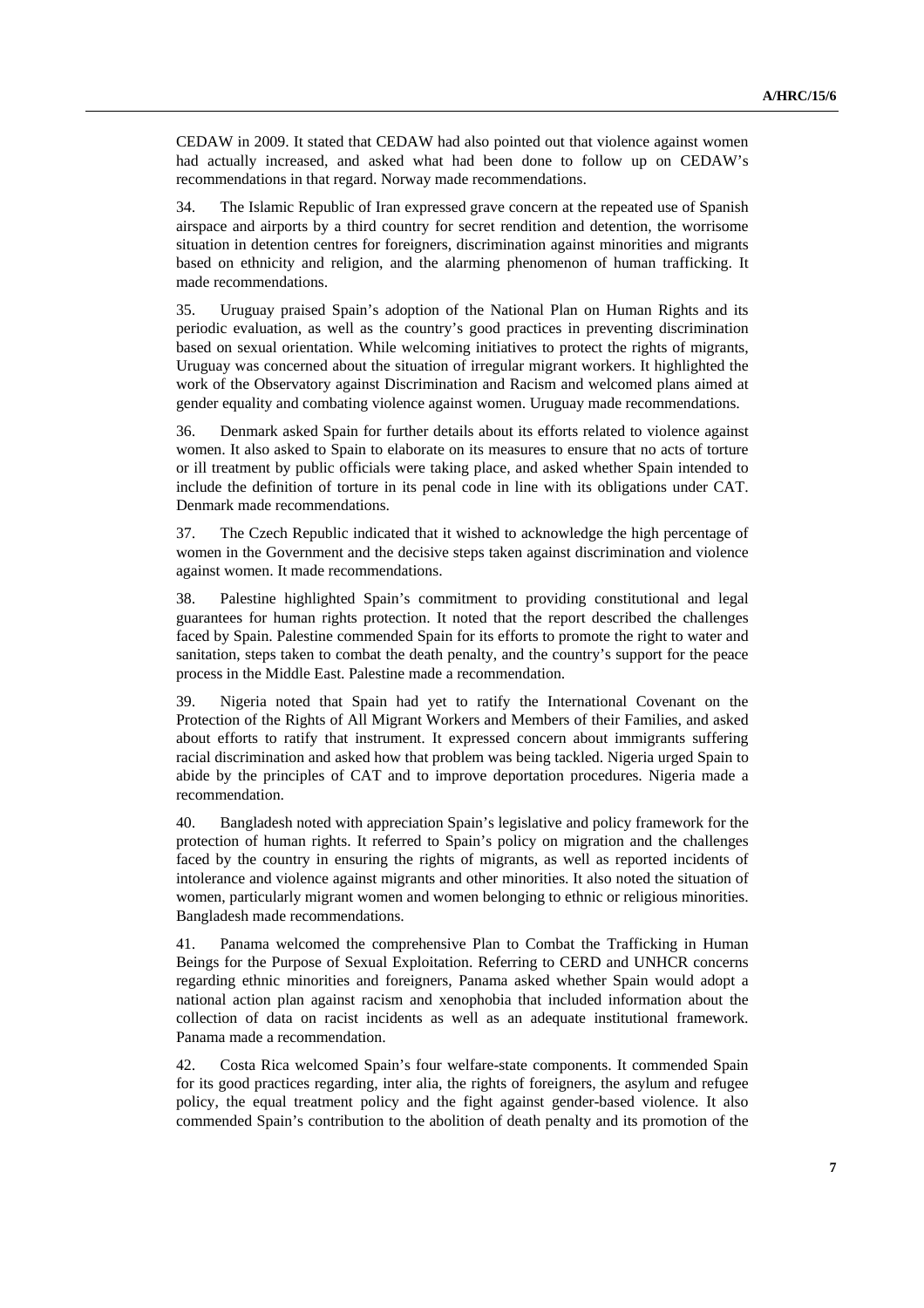CEDAW in 2009. It stated that CEDAW had also pointed out that violence against women had actually increased, and asked what had been done to follow up on CEDAW's recommendations in that regard. Norway made recommendations.

34. The Islamic Republic of Iran expressed grave concern at the repeated use of Spanish airspace and airports by a third country for secret rendition and detention, the worrisome situation in detention centres for foreigners, discrimination against minorities and migrants based on ethnicity and religion, and the alarming phenomenon of human trafficking. It made recommendations.

35. Uruguay praised Spain's adoption of the National Plan on Human Rights and its periodic evaluation, as well as the country's good practices in preventing discrimination based on sexual orientation. While welcoming initiatives to protect the rights of migrants, Uruguay was concerned about the situation of irregular migrant workers. It highlighted the work of the Observatory against Discrimination and Racism and welcomed plans aimed at gender equality and combating violence against women. Uruguay made recommendations.

36. Denmark asked Spain for further details about its efforts related to violence against women. It also asked to Spain to elaborate on its measures to ensure that no acts of torture or ill treatment by public officials were taking place, and asked whether Spain intended to include the definition of torture in its penal code in line with its obligations under CAT. Denmark made recommendations.

37. The Czech Republic indicated that it wished to acknowledge the high percentage of women in the Government and the decisive steps taken against discrimination and violence against women. It made recommendations.

38. Palestine highlighted Spain's commitment to providing constitutional and legal guarantees for human rights protection. It noted that the report described the challenges faced by Spain. Palestine commended Spain for its efforts to promote the right to water and sanitation, steps taken to combat the death penalty, and the country's support for the peace process in the Middle East. Palestine made a recommendation.

39. Nigeria noted that Spain had yet to ratify the International Covenant on the Protection of the Rights of All Migrant Workers and Members of their Families, and asked about efforts to ratify that instrument. It expressed concern about immigrants suffering racial discrimination and asked how that problem was being tackled. Nigeria urged Spain to abide by the principles of CAT and to improve deportation procedures. Nigeria made a recommendation.

40. Bangladesh noted with appreciation Spain's legislative and policy framework for the protection of human rights. It referred to Spain's policy on migration and the challenges faced by the country in ensuring the rights of migrants, as well as reported incidents of intolerance and violence against migrants and other minorities. It also noted the situation of women, particularly migrant women and women belonging to ethnic or religious minorities. Bangladesh made recommendations.

41. Panama welcomed the comprehensive Plan to Combat the Trafficking in Human Beings for the Purpose of Sexual Exploitation. Referring to CERD and UNHCR concerns regarding ethnic minorities and foreigners, Panama asked whether Spain would adopt a national action plan against racism and xenophobia that included information about the collection of data on racist incidents as well as an adequate institutional framework. Panama made a recommendation.

42. Costa Rica welcomed Spain's four welfare-state components. It commended Spain for its good practices regarding, inter alia, the rights of foreigners, the asylum and refugee policy, the equal treatment policy and the fight against gender-based violence. It also commended Spain's contribution to the abolition of death penalty and its promotion of the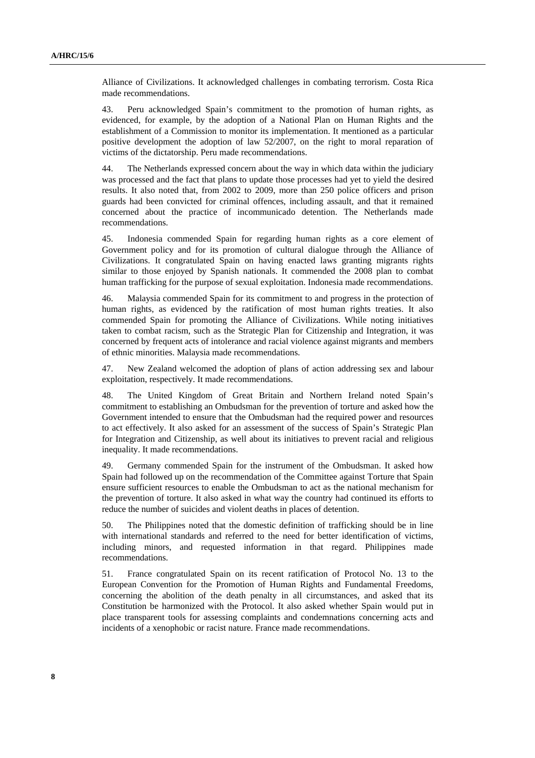Alliance of Civilizations. It acknowledged challenges in combating terrorism. Costa Rica made recommendations.

43. Peru acknowledged Spain's commitment to the promotion of human rights, as evidenced, for example, by the adoption of a National Plan on Human Rights and the establishment of a Commission to monitor its implementation. It mentioned as a particular positive development the adoption of law 52/2007, on the right to moral reparation of victims of the dictatorship. Peru made recommendations.

44. The Netherlands expressed concern about the way in which data within the judiciary was processed and the fact that plans to update those processes had yet to yield the desired results. It also noted that, from 2002 to 2009, more than 250 police officers and prison guards had been convicted for criminal offences, including assault, and that it remained concerned about the practice of incommunicado detention. The Netherlands made recommendations.

45. Indonesia commended Spain for regarding human rights as a core element of Government policy and for its promotion of cultural dialogue through the Alliance of Civilizations. It congratulated Spain on having enacted laws granting migrants rights similar to those enjoyed by Spanish nationals. It commended the 2008 plan to combat human trafficking for the purpose of sexual exploitation. Indonesia made recommendations.

46. Malaysia commended Spain for its commitment to and progress in the protection of human rights, as evidenced by the ratification of most human rights treaties. It also commended Spain for promoting the Alliance of Civilizations. While noting initiatives taken to combat racism, such as the Strategic Plan for Citizenship and Integration, it was concerned by frequent acts of intolerance and racial violence against migrants and members of ethnic minorities. Malaysia made recommendations.

47. New Zealand welcomed the adoption of plans of action addressing sex and labour exploitation, respectively. It made recommendations.

48. The United Kingdom of Great Britain and Northern Ireland noted Spain's commitment to establishing an Ombudsman for the prevention of torture and asked how the Government intended to ensure that the Ombudsman had the required power and resources to act effectively. It also asked for an assessment of the success of Spain's Strategic Plan for Integration and Citizenship, as well about its initiatives to prevent racial and religious inequality. It made recommendations.

49. Germany commended Spain for the instrument of the Ombudsman. It asked how Spain had followed up on the recommendation of the Committee against Torture that Spain ensure sufficient resources to enable the Ombudsman to act as the national mechanism for the prevention of torture. It also asked in what way the country had continued its efforts to reduce the number of suicides and violent deaths in places of detention.

50. The Philippines noted that the domestic definition of trafficking should be in line with international standards and referred to the need for better identification of victims, including minors, and requested information in that regard. Philippines made recommendations.

51. France congratulated Spain on its recent ratification of Protocol No. 13 to the European Convention for the Promotion of Human Rights and Fundamental Freedoms, concerning the abolition of the death penalty in all circumstances, and asked that its Constitution be harmonized with the Protocol. It also asked whether Spain would put in place transparent tools for assessing complaints and condemnations concerning acts and incidents of a xenophobic or racist nature. France made recommendations.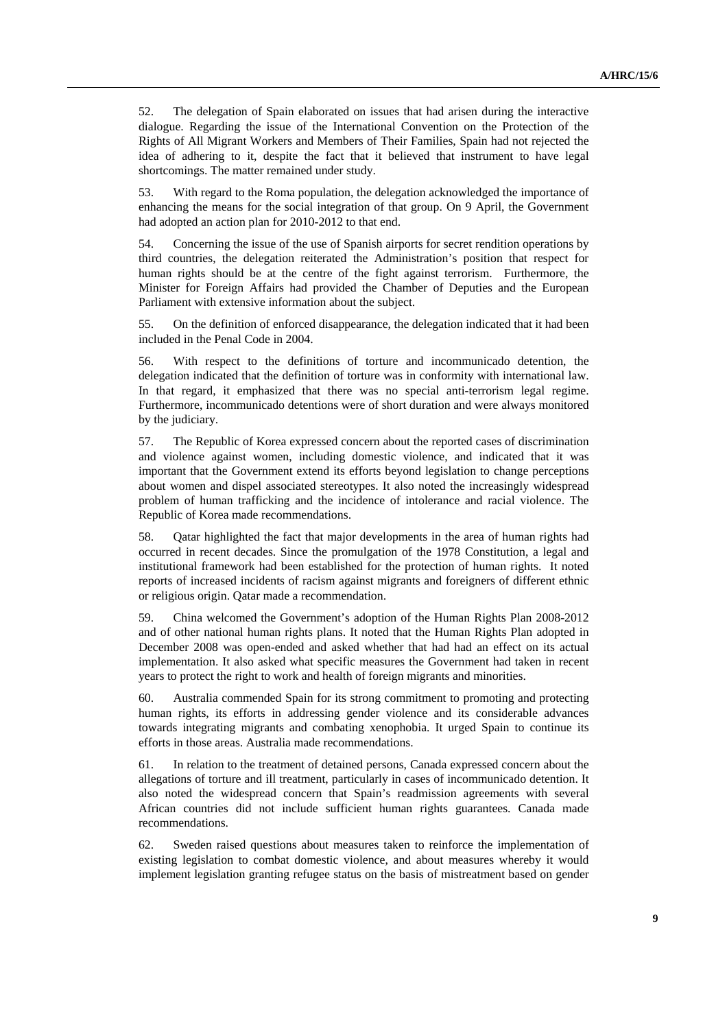52. The delegation of Spain elaborated on issues that had arisen during the interactive dialogue. Regarding the issue of the International Convention on the Protection of the Rights of All Migrant Workers and Members of Their Families, Spain had not rejected the idea of adhering to it, despite the fact that it believed that instrument to have legal shortcomings. The matter remained under study.

53. With regard to the Roma population, the delegation acknowledged the importance of enhancing the means for the social integration of that group. On 9 April, the Government had adopted an action plan for 2010-2012 to that end.

54. Concerning the issue of the use of Spanish airports for secret rendition operations by third countries, the delegation reiterated the Administration's position that respect for human rights should be at the centre of the fight against terrorism. Furthermore, the Minister for Foreign Affairs had provided the Chamber of Deputies and the European Parliament with extensive information about the subject.

55. On the definition of enforced disappearance, the delegation indicated that it had been included in the Penal Code in 2004.

56. With respect to the definitions of torture and incommunicado detention, the delegation indicated that the definition of torture was in conformity with international law. In that regard, it emphasized that there was no special anti-terrorism legal regime. Furthermore, incommunicado detentions were of short duration and were always monitored by the judiciary.

57. The Republic of Korea expressed concern about the reported cases of discrimination and violence against women, including domestic violence, and indicated that it was important that the Government extend its efforts beyond legislation to change perceptions about women and dispel associated stereotypes. It also noted the increasingly widespread problem of human trafficking and the incidence of intolerance and racial violence. The Republic of Korea made recommendations.

58. Qatar highlighted the fact that major developments in the area of human rights had occurred in recent decades. Since the promulgation of the 1978 Constitution, a legal and institutional framework had been established for the protection of human rights. It noted reports of increased incidents of racism against migrants and foreigners of different ethnic or religious origin. Qatar made a recommendation.

59. China welcomed the Government's adoption of the Human Rights Plan 2008-2012 and of other national human rights plans. It noted that the Human Rights Plan adopted in December 2008 was open-ended and asked whether that had had an effect on its actual implementation. It also asked what specific measures the Government had taken in recent years to protect the right to work and health of foreign migrants and minorities.

60. Australia commended Spain for its strong commitment to promoting and protecting human rights, its efforts in addressing gender violence and its considerable advances towards integrating migrants and combating xenophobia. It urged Spain to continue its efforts in those areas. Australia made recommendations.

61. In relation to the treatment of detained persons, Canada expressed concern about the allegations of torture and ill treatment, particularly in cases of incommunicado detention. It also noted the widespread concern that Spain's readmission agreements with several African countries did not include sufficient human rights guarantees. Canada made recommendations.

62. Sweden raised questions about measures taken to reinforce the implementation of existing legislation to combat domestic violence, and about measures whereby it would implement legislation granting refugee status on the basis of mistreatment based on gender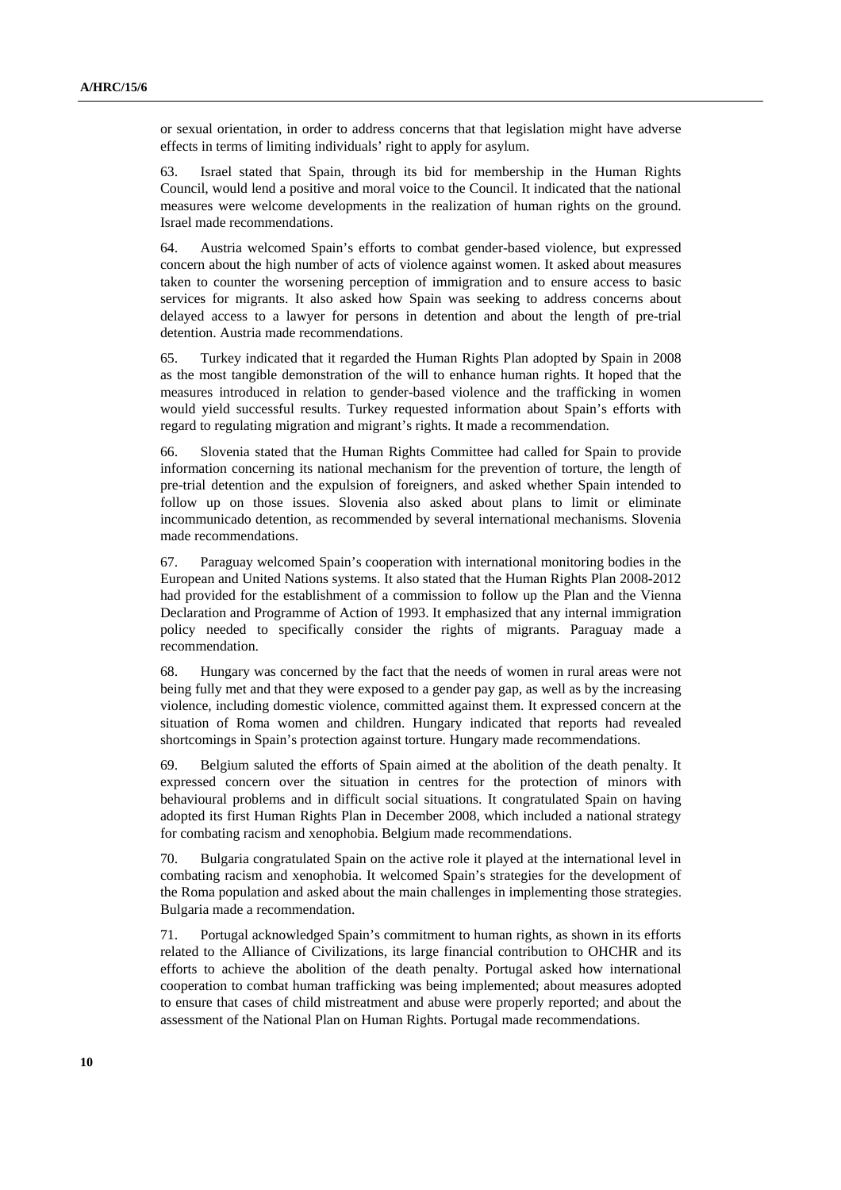or sexual orientation, in order to address concerns that that legislation might have adverse effects in terms of limiting individuals' right to apply for asylum.

63. Israel stated that Spain, through its bid for membership in the Human Rights Council, would lend a positive and moral voice to the Council. It indicated that the national measures were welcome developments in the realization of human rights on the ground. Israel made recommendations.

64. Austria welcomed Spain's efforts to combat gender-based violence, but expressed concern about the high number of acts of violence against women. It asked about measures taken to counter the worsening perception of immigration and to ensure access to basic services for migrants. It also asked how Spain was seeking to address concerns about delayed access to a lawyer for persons in detention and about the length of pre-trial detention. Austria made recommendations.

65. Turkey indicated that it regarded the Human Rights Plan adopted by Spain in 2008 as the most tangible demonstration of the will to enhance human rights. It hoped that the measures introduced in relation to gender-based violence and the trafficking in women would yield successful results. Turkey requested information about Spain's efforts with regard to regulating migration and migrant's rights. It made a recommendation.

66. Slovenia stated that the Human Rights Committee had called for Spain to provide information concerning its national mechanism for the prevention of torture, the length of pre-trial detention and the expulsion of foreigners, and asked whether Spain intended to follow up on those issues. Slovenia also asked about plans to limit or eliminate incommunicado detention, as recommended by several international mechanisms. Slovenia made recommendations.

67. Paraguay welcomed Spain's cooperation with international monitoring bodies in the European and United Nations systems. It also stated that the Human Rights Plan 2008-2012 had provided for the establishment of a commission to follow up the Plan and the Vienna Declaration and Programme of Action of 1993. It emphasized that any internal immigration policy needed to specifically consider the rights of migrants. Paraguay made a recommendation.

68. Hungary was concerned by the fact that the needs of women in rural areas were not being fully met and that they were exposed to a gender pay gap, as well as by the increasing violence, including domestic violence, committed against them. It expressed concern at the situation of Roma women and children. Hungary indicated that reports had revealed shortcomings in Spain's protection against torture. Hungary made recommendations.

69. Belgium saluted the efforts of Spain aimed at the abolition of the death penalty. It expressed concern over the situation in centres for the protection of minors with behavioural problems and in difficult social situations. It congratulated Spain on having adopted its first Human Rights Plan in December 2008, which included a national strategy for combating racism and xenophobia. Belgium made recommendations.

70. Bulgaria congratulated Spain on the active role it played at the international level in combating racism and xenophobia. It welcomed Spain's strategies for the development of the Roma population and asked about the main challenges in implementing those strategies. Bulgaria made a recommendation.

71. Portugal acknowledged Spain's commitment to human rights, as shown in its efforts related to the Alliance of Civilizations, its large financial contribution to OHCHR and its efforts to achieve the abolition of the death penalty. Portugal asked how international cooperation to combat human trafficking was being implemented; about measures adopted to ensure that cases of child mistreatment and abuse were properly reported; and about the assessment of the National Plan on Human Rights. Portugal made recommendations.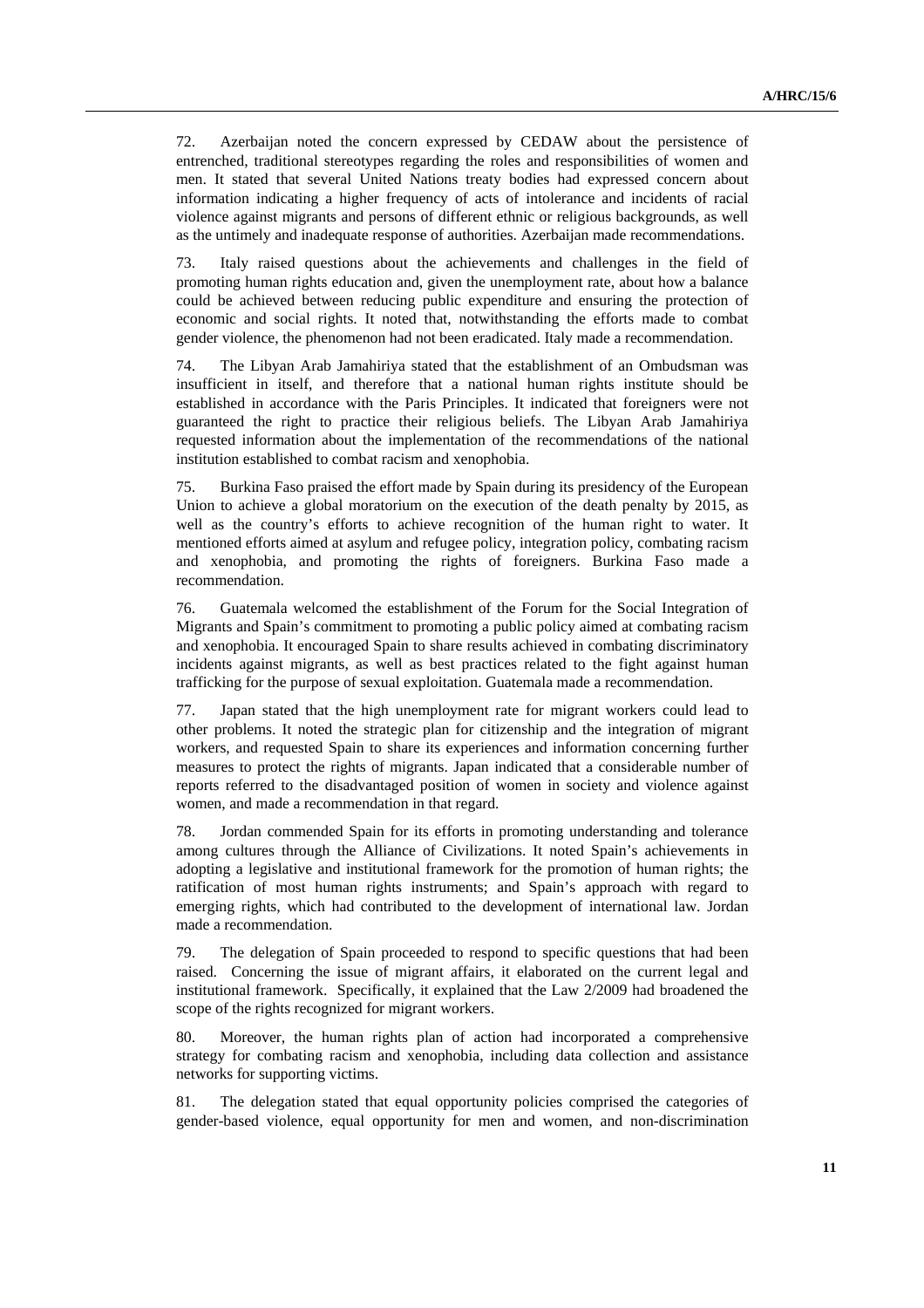72. Azerbaijan noted the concern expressed by CEDAW about the persistence of entrenched, traditional stereotypes regarding the roles and responsibilities of women and men. It stated that several United Nations treaty bodies had expressed concern about information indicating a higher frequency of acts of intolerance and incidents of racial violence against migrants and persons of different ethnic or religious backgrounds, as well as the untimely and inadequate response of authorities. Azerbaijan made recommendations.

73. Italy raised questions about the achievements and challenges in the field of promoting human rights education and, given the unemployment rate, about how a balance could be achieved between reducing public expenditure and ensuring the protection of economic and social rights. It noted that, notwithstanding the efforts made to combat gender violence, the phenomenon had not been eradicated. Italy made a recommendation.

74. The Libyan Arab Jamahiriya stated that the establishment of an Ombudsman was insufficient in itself, and therefore that a national human rights institute should be established in accordance with the Paris Principles. It indicated that foreigners were not guaranteed the right to practice their religious beliefs. The Libyan Arab Jamahiriya requested information about the implementation of the recommendations of the national institution established to combat racism and xenophobia.

75. Burkina Faso praised the effort made by Spain during its presidency of the European Union to achieve a global moratorium on the execution of the death penalty by 2015, as well as the country's efforts to achieve recognition of the human right to water. It mentioned efforts aimed at asylum and refugee policy, integration policy, combating racism and xenophobia, and promoting the rights of foreigners. Burkina Faso made a recommendation.

76. Guatemala welcomed the establishment of the Forum for the Social Integration of Migrants and Spain's commitment to promoting a public policy aimed at combating racism and xenophobia. It encouraged Spain to share results achieved in combating discriminatory incidents against migrants, as well as best practices related to the fight against human trafficking for the purpose of sexual exploitation. Guatemala made a recommendation.

77. Japan stated that the high unemployment rate for migrant workers could lead to other problems. It noted the strategic plan for citizenship and the integration of migrant workers, and requested Spain to share its experiences and information concerning further measures to protect the rights of migrants. Japan indicated that a considerable number of reports referred to the disadvantaged position of women in society and violence against women, and made a recommendation in that regard.

78. Jordan commended Spain for its efforts in promoting understanding and tolerance among cultures through the Alliance of Civilizations. It noted Spain's achievements in adopting a legislative and institutional framework for the promotion of human rights; the ratification of most human rights instruments; and Spain's approach with regard to emerging rights, which had contributed to the development of international law. Jordan made a recommendation.

79. The delegation of Spain proceeded to respond to specific questions that had been raised. Concerning the issue of migrant affairs, it elaborated on the current legal and institutional framework. Specifically, it explained that the Law 2/2009 had broadened the scope of the rights recognized for migrant workers.

80. Moreover, the human rights plan of action had incorporated a comprehensive strategy for combating racism and xenophobia, including data collection and assistance networks for supporting victims.

81. The delegation stated that equal opportunity policies comprised the categories of gender-based violence, equal opportunity for men and women, and non-discrimination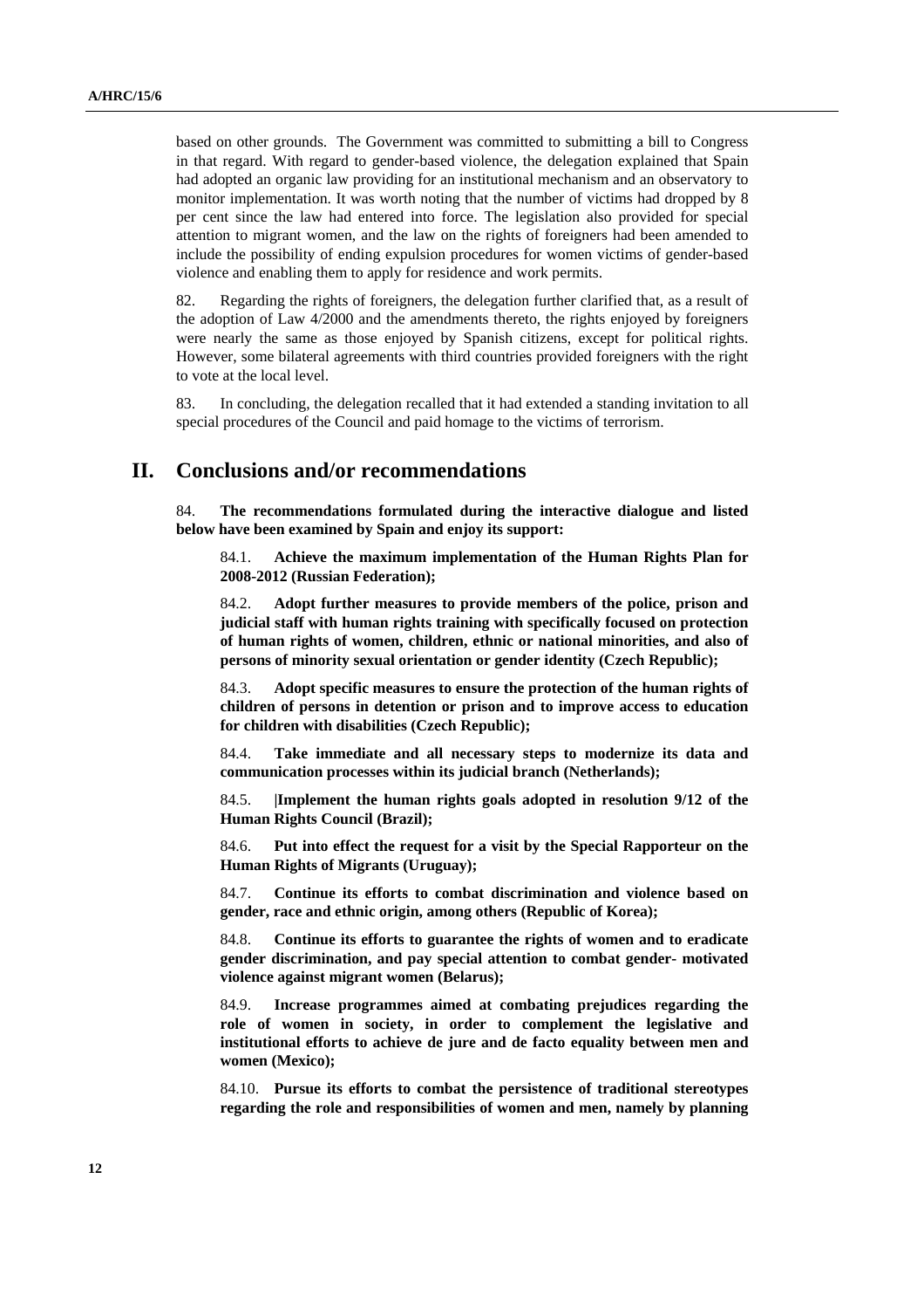based on other grounds. The Government was committed to submitting a bill to Congress in that regard. With regard to gender-based violence, the delegation explained that Spain had adopted an organic law providing for an institutional mechanism and an observatory to monitor implementation. It was worth noting that the number of victims had dropped by 8 per cent since the law had entered into force. The legislation also provided for special attention to migrant women, and the law on the rights of foreigners had been amended to include the possibility of ending expulsion procedures for women victims of gender-based violence and enabling them to apply for residence and work permits.

82. Regarding the rights of foreigners, the delegation further clarified that, as a result of the adoption of Law 4/2000 and the amendments thereto, the rights enjoyed by foreigners were nearly the same as those enjoyed by Spanish citizens, except for political rights. However, some bilateral agreements with third countries provided foreigners with the right to vote at the local level.

83. In concluding, the delegation recalled that it had extended a standing invitation to all special procedures of the Council and paid homage to the victims of terrorism.

## II. Conclusions and/or recommendations

84. **The recommendations formulated during the interactive dialogue and listed below have been examined by Spain and enjoy its support:**

84.1. **Achieve the maximum implementation of the Human Rights Plan for 2008-2012 (Russian Federation);**

84.2. **Adopt further measures to provide members of the police, prison and judicial staff with human rights training with specifically focused on protection of human rights of women, children, ethnic or national minorities, and also of persons of minority sexual orientation or gender identity (Czech Republic);**

84.3. **Adopt specific measures to ensure the protection of the human rights of children of persons in detention or prison and to improve access to education for children with disabilities (Czech Republic);**

84.4. **Take immediate and all necessary steps to modernize its data and communication processes within its judicial branch (Netherlands);**

84.5. **|Implement the human rights goals adopted in resolution 9/12 of the Human Rights Council (Brazil);**

84.6. **Put into effect the request for a visit by the Special Rapporteur on the Human Rights of Migrants (Uruguay);**

84.7. **Continue its efforts to combat discrimination and violence based on gender, race and ethnic origin, among others (Republic of Korea);**

84.8. **Continue its efforts to guarantee the rights of women and to eradicate gender discrimination, and pay special attention to combat gender- motivated violence against migrant women (Belarus);**

84.9. **Increase programmes aimed at combating prejudices regarding the role of women in society, in order to complement the legislative and institutional efforts to achieve de jure and de facto equality between men and women (Mexico);**

84.10. **Pursue its efforts to combat the persistence of traditional stereotypes regarding the role and responsibilities of women and men, namely by planning**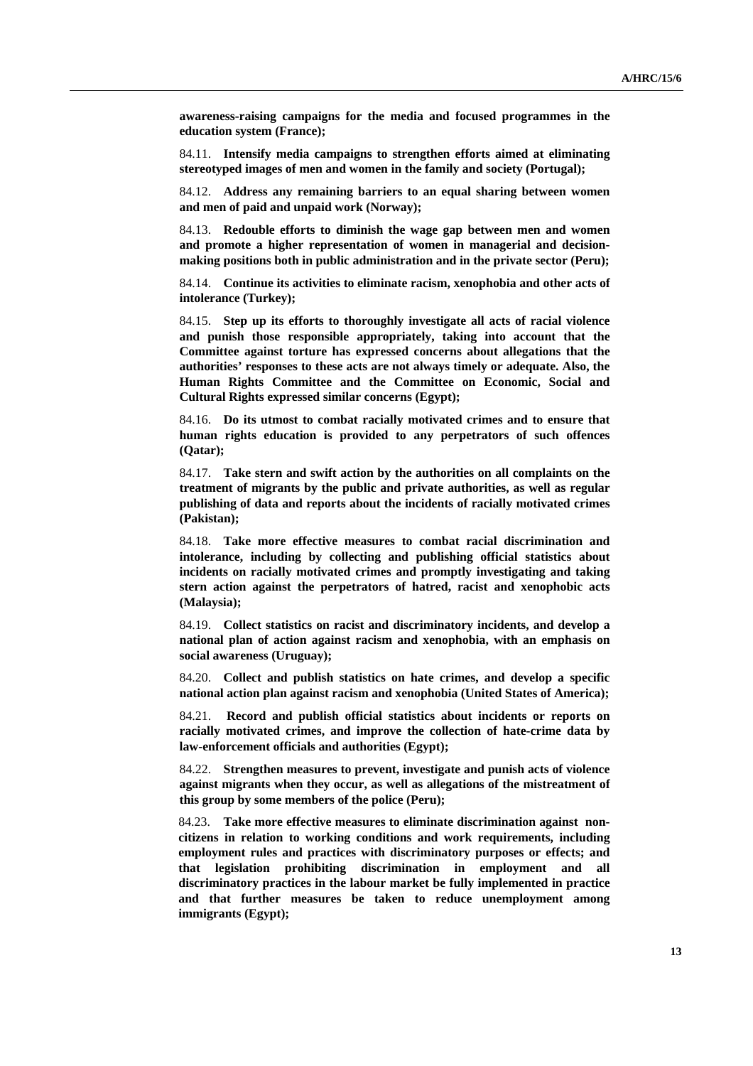**awareness-raising campaigns for the media and focused programmes in the education system (France);**

84.11. **Intensify media campaigns to strengthen efforts aimed at eliminating stereotyped images of men and women in the family and society (Portugal);**

84.12. **Address any remaining barriers to an equal sharing between women and men of paid and unpaid work (Norway);**

84.13. **Redouble efforts to diminish the wage gap between men and women and promote a higher representation of women in managerial and decision-making positions both in public administration and in the private sector (Peru);**

84.14. **Continue its activities to eliminate racism, xenophobia and other acts of intolerance (Turkey);**

84.15. **Step up its efforts to thoroughly investigate all acts of racial violence and punish those responsible appropriately, taking into account that the Committee against torture has expressed concerns about allegations that the authorities' responses to these acts are not always timely or adequate. Also, the Human Rights Committee and the Committee on Economic, Social and Cultural Rights expressed similar concerns (Egypt);**

84.16. **Do its utmost to combat racially motivated crimes and to ensure that human rights education is provided to any perpetrators of such offences (Qatar);**

84.17. **Take stern and swift action by the authorities on all complaints on the treatment of migrants by the public and private authorities, as well as regular publishing of data and reports about the incidents of racially motivated crimes (Pakistan);**

84.18. **Take more effective measures to combat racial discrimination and intolerance, including by collecting and publishing official statistics about incidents on racially motivated crimes and promptly investigating and taking stern action against the perpetrators of hatred, racist and xenophobic acts (Malaysia);**

84.19. **Collect statistics on racist and discriminatory incidents, and develop a national plan of action against racism and xenophobia, with an emphasis on social awareness (Uruguay);**

84.20. **Collect and publish statistics on hate crimes, and develop a specific national action plan against racism and xenophobia (United States of America);**

84.21. **Record and publish official statistics about incidents or reports on racially motivated crimes, and improve the collection of hate-crime data by law-enforcement officials and authorities (Egypt);**

84.22. **Strengthen measures to prevent, investigate and punish acts of violence against migrants when they occur, as well as allegations of the mistreatment of this group by some members of the police (Peru);**

84.23. **Take more effective measures to eliminate discrimination against non-citizens in relation to working conditions and work requirements, including employment rules and practices with discriminatory purposes or effects; and that legislation prohibiting discrimination in employment and all discriminatory practices in the labour market be fully implemented in practice and that further measures be taken to reduce unemployment among immigrants (Egypt);**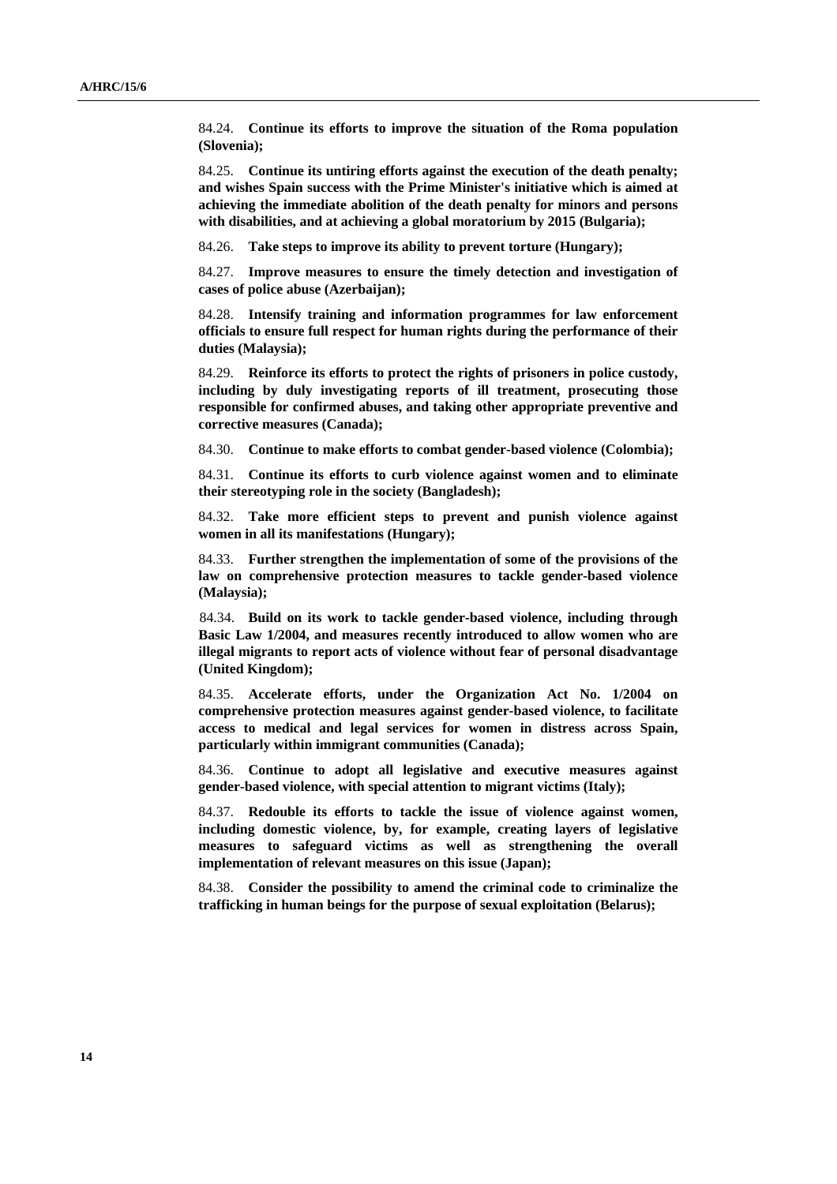84.24. **Continue its efforts to improve the situation of the Roma population (Slovenia);**

84.25. **Continue its untiring efforts against the execution of the death penalty; and wishes Spain success with the Prime Minister's initiative which is aimed at achieving the immediate abolition of the death penalty for minors and persons with disabilities, and at achieving a global moratorium by 2015 (Bulgaria);**

84.26. **Take steps to improve its ability to prevent torture (Hungary);**

84.27. **Improve measures to ensure the timely detection and investigation of cases of police abuse (Azerbaijan);**

84.28. **Intensify training and information programmes for law enforcement officials to ensure full respect for human rights during the performance of their duties (Malaysia);**

84.29. **Reinforce its efforts to protect the rights of prisoners in police custody, including by duly investigating reports of ill treatment, prosecuting those responsible for confirmed abuses, and taking other appropriate preventive and corrective measures (Canada);**

84.30. **Continue to make efforts to combat gender-based violence (Colombia);**

84.31. **Continue its efforts to curb violence against women and to eliminate their stereotyping role in the society (Bangladesh);**

84.32. **Take more efficient steps to prevent and punish violence against women in all its manifestations (Hungary);**

84.33. **Further strengthen the implementation of some of the provisions of the law on comprehensive protection measures to tackle gender-based violence (Malaysia);**

84.34. **Build on its work to tackle gender-based violence, including through Basic Law 1/2004, and measures recently introduced to allow women who are illegal migrants to report acts of violence without fear of personal disadvantage (United Kingdom);**

84.35. **Accelerate efforts, under the Organization Act No. 1/2004 on comprehensive protection measures against gender-based violence, to facilitate access to medical and legal services for women in distress across Spain, particularly within immigrant communities (Canada);**

84.36. **Continue to adopt all legislative and executive measures against gender-based violence, with special attention to migrant victims (Italy);**

84.37. **Redouble its efforts to tackle the issue of violence against women, including domestic violence, by, for example, creating layers of legislative measures to safeguard victims as well as strengthening the overall implementation of relevant measures on this issue (Japan);**

84.38. **Consider the possibility to amend the criminal code to criminalize the trafficking in human beings for the purpose of sexual exploitation (Belarus);**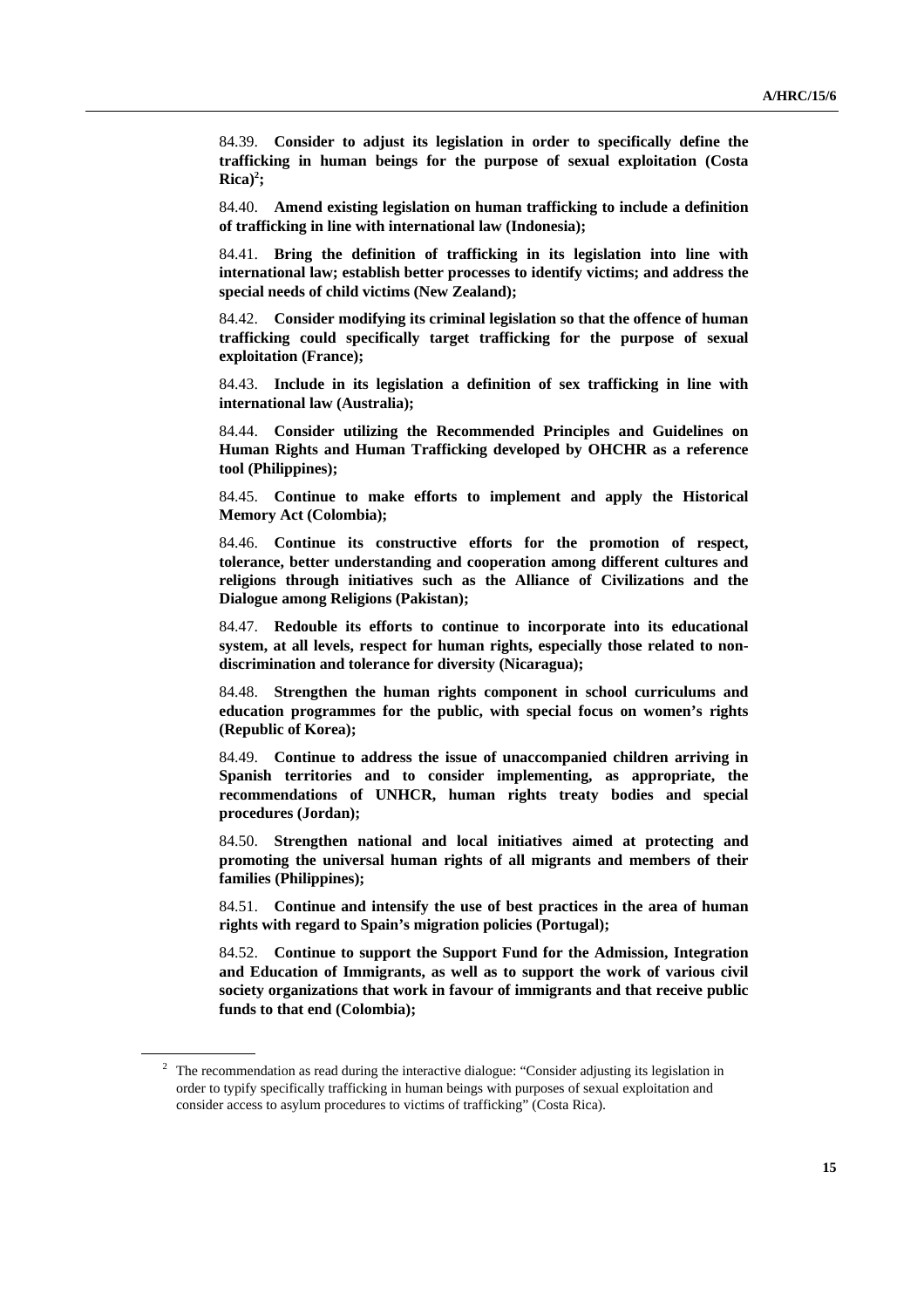84.39. **Consider to adjust its legislation in order to specifically define the trafficking in human beings for the purpose of sexual exploitation (Costa Rica)[2];**

84.40. **Amend existing legislation on human trafficking to include a definition of trafficking in line with international law (Indonesia);**

84.41. **Bring the definition of trafficking in its legislation into line with international law; establish better processes to identify victims; and address the special needs of child victims (New Zealand);**

84.42. **Consider modifying its criminal legislation so that the offence of human trafficking could specifically target trafficking for the purpose of sexual exploitation (France);**

84.43. **Include in its legislation a definition of sex trafficking in line with international law (Australia);**

84.44. **Consider utilizing the Recommended Principles and Guidelines on Human Rights and Human Trafficking developed by OHCHR as a reference tool (Philippines);**

84.45. **Continue to make efforts to implement and apply the Historical Memory Act (Colombia);**

84.46. **Continue its constructive efforts for the promotion of respect, tolerance, better understanding and cooperation among different cultures and religions through initiatives such as the Alliance of Civilizations and the Dialogue among Religions (Pakistan);**

84.47. **Redouble its efforts to continue to incorporate into its educational system, at all levels, respect for human rights, especially those related to non-discrimination and tolerance for diversity (Nicaragua);**

84.48. **Strengthen the human rights component in school curriculums and education programmes for the public, with special focus on women's rights (Republic of Korea);**

84.49. **Continue to address the issue of unaccompanied children arriving in Spanish territories and to consider implementing, as appropriate, the recommendations of UNHCR, human rights treaty bodies and special procedures (Jordan);**

84.50. **Strengthen national and local initiatives aimed at protecting and promoting the universal human rights of all migrants and members of their families (Philippines);**

84.51. **Continue and intensify the use of best practices in the area of human rights with regard to Spain's migration policies (Portugal);**

84.52. **Continue to support the Support Fund for the Admission, Integration and Education of Immigrants, as well as to support the work of various civil society organizations that work in favour of immigrants and that receive public funds to that end (Colombia);**

---

[2] The recommendation as read during the interactive dialogue: "Consider adjusting its legislation in order to typify specifically trafficking in human beings with purposes of sexual exploitation and consider access to asylum procedures to victims of trafficking" (Costa Rica).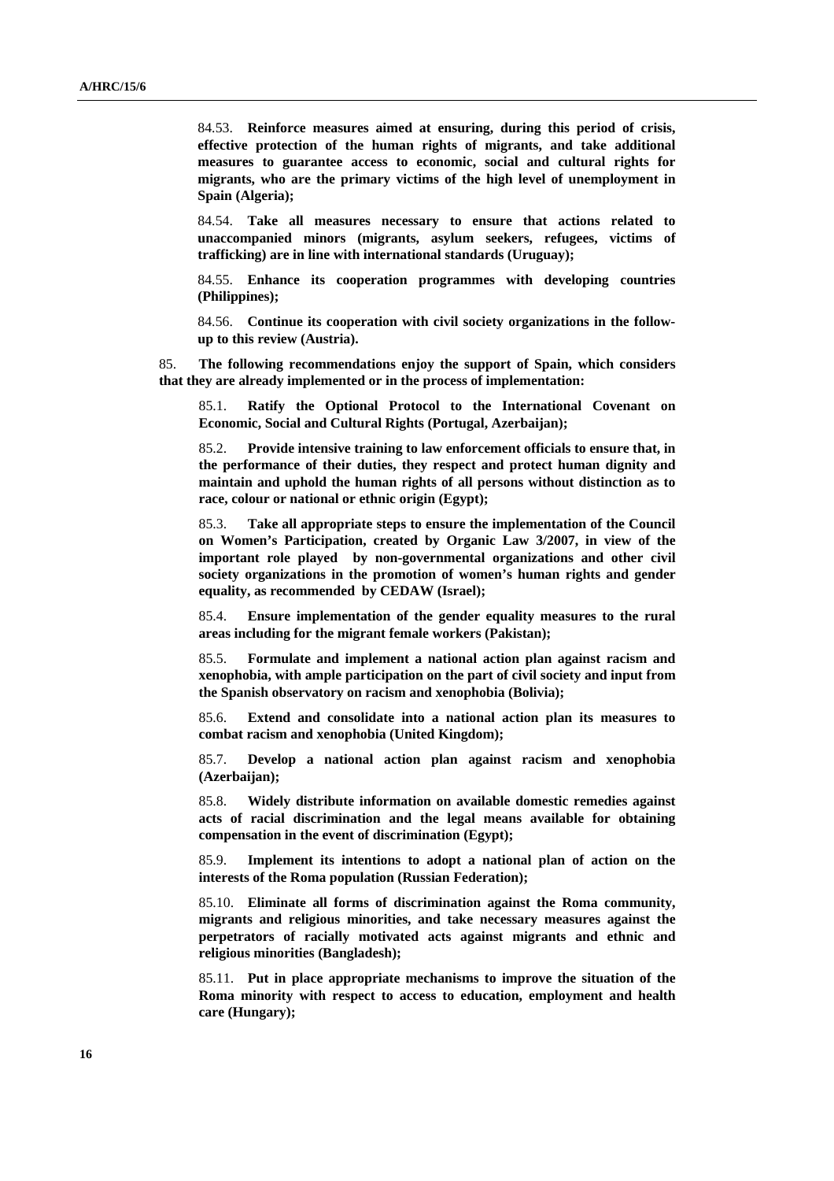84.53. **Reinforce measures aimed at ensuring, during this period of crisis, effective protection of the human rights of migrants, and take additional measures to guarantee access to economic, social and cultural rights for migrants, who are the primary victims of the high level of unemployment in Spain (Algeria);**

84.54. **Take all measures necessary to ensure that actions related to unaccompanied minors (migrants, asylum seekers, refugees, victims of trafficking) are in line with international standards (Uruguay);**

84.55. **Enhance its cooperation programmes with developing countries (Philippines);**

84.56. **Continue its cooperation with civil society organizations in the follow-up to this review (Austria).**

85. **The following recommendations enjoy the support of Spain, which considers that they are already implemented or in the process of implementation:**

85.1. **Ratify the Optional Protocol to the International Covenant on Economic, Social and Cultural Rights (Portugal, Azerbaijan);**

85.2. **Provide intensive training to law enforcement officials to ensure that, in the performance of their duties, they respect and protect human dignity and maintain and uphold the human rights of all persons without distinction as to race, colour or national or ethnic origin (Egypt);**

85.3. **Take all appropriate steps to ensure the implementation of the Council on Women's Participation, created by Organic Law 3/2007, in view of the important role played by non-governmental organizations and other civil society organizations in the promotion of women's human rights and gender equality, as recommended by CEDAW (Israel);**

85.4. **Ensure implementation of the gender equality measures to the rural areas including for the migrant female workers (Pakistan);**

85.5. **Formulate and implement a national action plan against racism and xenophobia, with ample participation on the part of civil society and input from the Spanish observatory on racism and xenophobia (Bolivia);**

85.6. **Extend and consolidate into a national action plan its measures to combat racism and xenophobia (United Kingdom);**

85.7. **Develop a national action plan against racism and xenophobia (Azerbaijan);**

85.8. **Widely distribute information on available domestic remedies against acts of racial discrimination and the legal means available for obtaining compensation in the event of discrimination (Egypt);**

85.9. **Implement its intentions to adopt a national plan of action on the interests of the Roma population (Russian Federation);**

85.10. **Eliminate all forms of discrimination against the Roma community, migrants and religious minorities, and take necessary measures against the perpetrators of racially motivated acts against migrants and ethnic and religious minorities (Bangladesh);**

85.11. **Put in place appropriate mechanisms to improve the situation of the Roma minority with respect to access to education, employment and health care (Hungary);**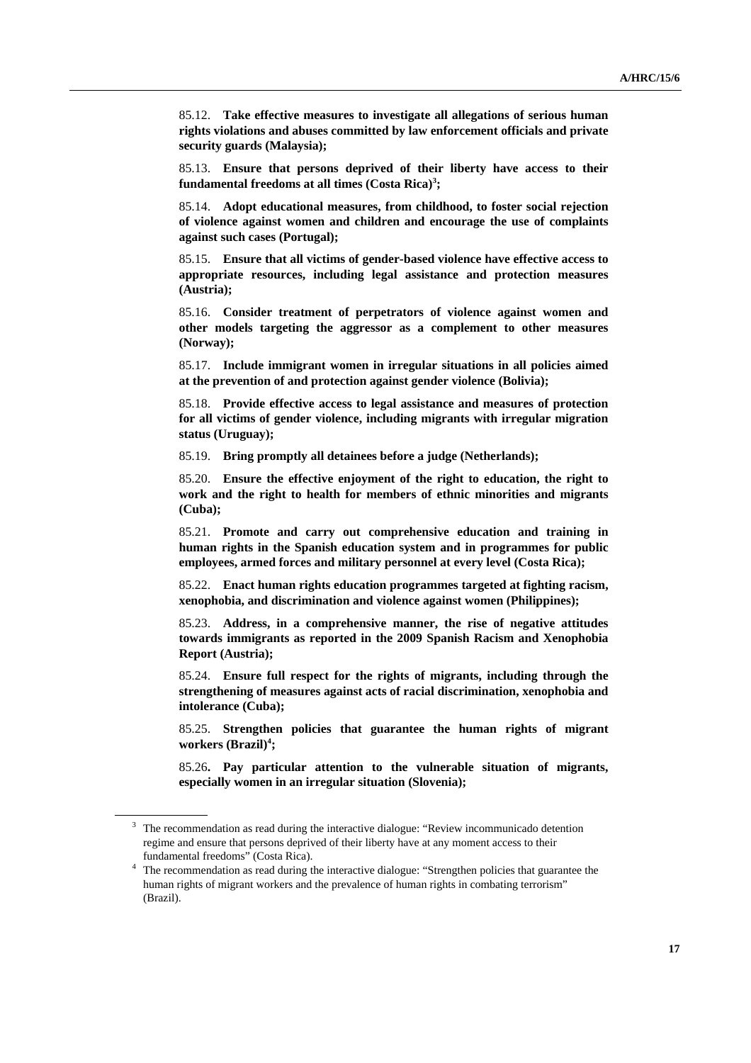85.12. **Take effective measures to investigate all allegations of serious human rights violations and abuses committed by law enforcement officials and private security guards (Malaysia);**

85.13. **Ensure that persons deprived of their liberty have access to their fundamental freedoms at all times (Costa Rica)[3];**

85.14. **Adopt educational measures, from childhood, to foster social rejection of violence against women and children and encourage the use of complaints against such cases (Portugal);**

85.15. **Ensure that all victims of gender-based violence have effective access to appropriate resources, including legal assistance and protection measures (Austria);**

85.16. **Consider treatment of perpetrators of violence against women and other models targeting the aggressor as a complement to other measures (Norway);**

85.17. **Include immigrant women in irregular situations in all policies aimed at the prevention of and protection against gender violence (Bolivia);**

85.18. **Provide effective access to legal assistance and measures of protection for all victims of gender violence, including migrants with irregular migration status (Uruguay);**

85.19. **Bring promptly all detainees before a judge (Netherlands);**

85.20. **Ensure the effective enjoyment of the right to education, the right to work and the right to health for members of ethnic minorities and migrants (Cuba);**

85.21. **Promote and carry out comprehensive education and training in human rights in the Spanish education system and in programmes for public employees, armed forces and military personnel at every level (Costa Rica);**

85.22. **Enact human rights education programmes targeted at fighting racism, xenophobia, and discrimination and violence against women (Philippines);**

85.23. **Address, in a comprehensive manner, the rise of negative attitudes towards immigrants as reported in the 2009 Spanish Racism and Xenophobia Report (Austria);**

85.24. **Ensure full respect for the rights of migrants, including through the strengthening of measures against acts of racial discrimination, xenophobia and intolerance (Cuba);**

85.25. **Strengthen policies that guarantee the human rights of migrant workers (Brazil)[4];**

85.26**. Pay particular attention to the vulnerable situation of migrants, especially women in an irregular situation (Slovenia);**

---

[3] The recommendation as read during the interactive dialogue: "Review incommunicado detention regime and ensure that persons deprived of their liberty have at any moment access to their fundamental freedoms" (Costa Rica).

[4] The recommendation as read during the interactive dialogue: "Strengthen policies that guarantee the human rights of migrant workers and the prevalence of human rights in combating terrorism" (Brazil).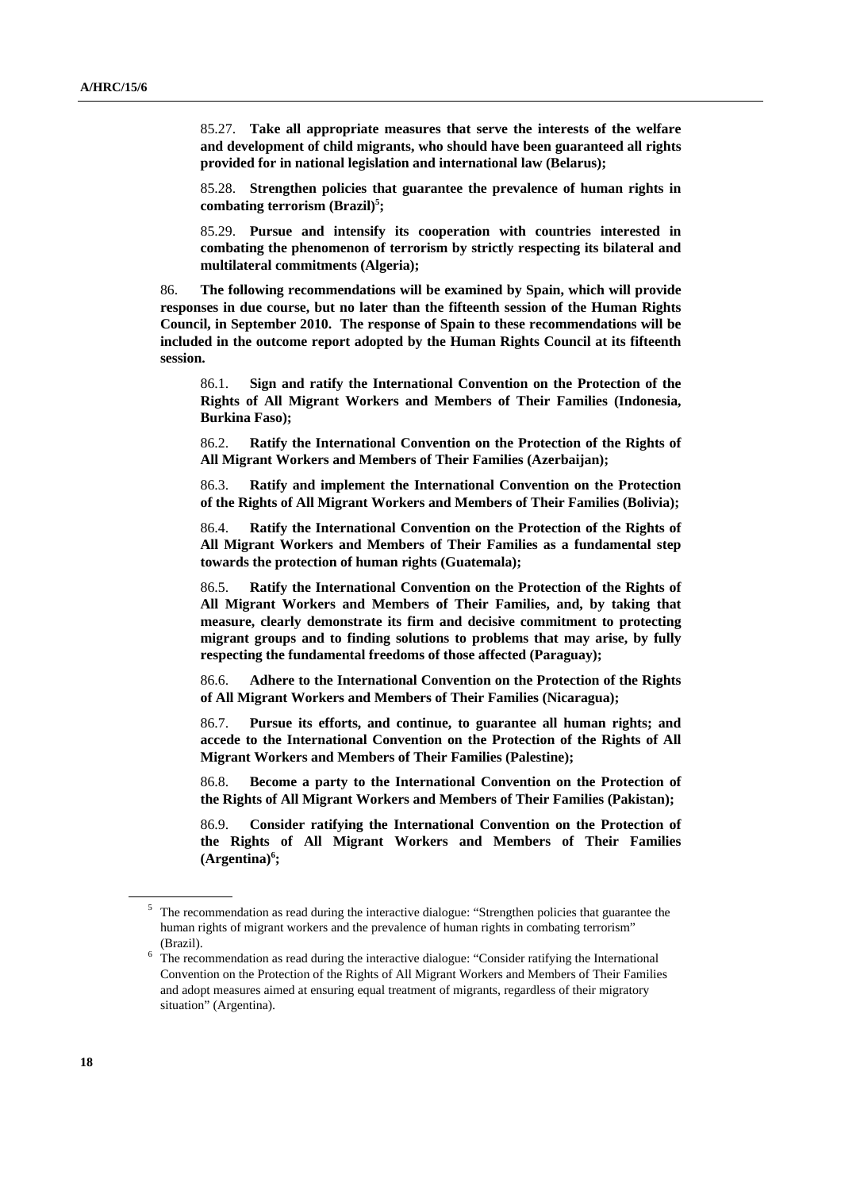85.27. **Take all appropriate measures that serve the interests of the welfare and development of child migrants, who should have been guaranteed all rights provided for in national legislation and international law (Belarus);**

85.28. **Strengthen policies that guarantee the prevalence of human rights in combating terrorism (Brazil)[5];**

85.29. **Pursue and intensify its cooperation with countries interested in combating the phenomenon of terrorism by strictly respecting its bilateral and multilateral commitments (Algeria);**

86. **The following recommendations will be examined by Spain, which will provide responses in due course, but no later than the fifteenth session of the Human Rights Council, in September 2010. The response of Spain to these recommendations will be included in the outcome report adopted by the Human Rights Council at its fifteenth session.**

86.1. **Sign and ratify the International Convention on the Protection of the Rights of All Migrant Workers and Members of Their Families (Indonesia, Burkina Faso);**

86.2. **Ratify the International Convention on the Protection of the Rights of All Migrant Workers and Members of Their Families (Azerbaijan);**

86.3. **Ratify and implement the International Convention on the Protection of the Rights of All Migrant Workers and Members of Their Families (Bolivia);**

86.4. **Ratify the International Convention on the Protection of the Rights of All Migrant Workers and Members of Their Families as a fundamental step towards the protection of human rights (Guatemala);**

86.5. **Ratify the International Convention on the Protection of the Rights of All Migrant Workers and Members of Their Families, and, by taking that measure, clearly demonstrate its firm and decisive commitment to protecting migrant groups and to finding solutions to problems that may arise, by fully respecting the fundamental freedoms of those affected (Paraguay);**

86.6. **Adhere to the International Convention on the Protection of the Rights of All Migrant Workers and Members of Their Families (Nicaragua);**

86.7. **Pursue its efforts, and continue, to guarantee all human rights; and accede to the International Convention on the Protection of the Rights of All Migrant Workers and Members of Their Families (Palestine);**

86.8. **Become a party to the International Convention on the Protection of the Rights of All Migrant Workers and Members of Their Families (Pakistan);**

86.9. **Consider ratifying the International Convention on the Protection of the Rights of All Migrant Workers and Members of Their Families (Argentina)[6];**

---

[5] The recommendation as read during the interactive dialogue: "Strengthen policies that guarantee the human rights of migrant workers and the prevalence of human rights in combating terrorism" (Brazil).

[6] The recommendation as read during the interactive dialogue: "Consider ratifying the International Convention on the Protection of the Rights of All Migrant Workers and Members of Their Families and adopt measures aimed at ensuring equal treatment of migrants, regardless of their migratory situation" (Argentina).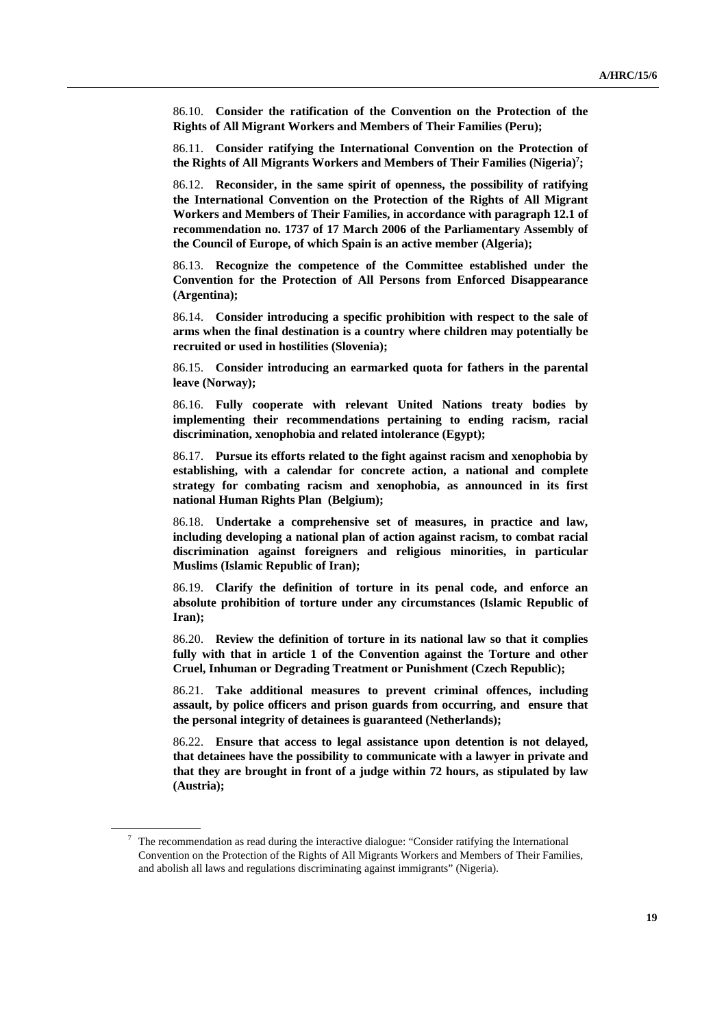86.10. **Consider the ratification of the Convention on the Protection of the Rights of All Migrant Workers and Members of Their Families (Peru);**

86.11. **Consider ratifying the International Convention on the Protection of the Rights of All Migrants Workers and Members of Their Families (Nigeria)[7];**

86.12. **Reconsider, in the same spirit of openness, the possibility of ratifying the International Convention on the Protection of the Rights of All Migrant Workers and Members of Their Families, in accordance with paragraph 12.1 of recommendation no. 1737 of 17 March 2006 of the Parliamentary Assembly of the Council of Europe, of which Spain is an active member (Algeria);**

86.13. **Recognize the competence of the Committee established under the Convention for the Protection of All Persons from Enforced Disappearance (Argentina);**

86.14. **Consider introducing a specific prohibition with respect to the sale of arms when the final destination is a country where children may potentially be recruited or used in hostilities (Slovenia);**

86.15. **Consider introducing an earmarked quota for fathers in the parental leave (Norway);**

86.16. **Fully cooperate with relevant United Nations treaty bodies by implementing their recommendations pertaining to ending racism, racial discrimination, xenophobia and related intolerance (Egypt);**

86.17. **Pursue its efforts related to the fight against racism and xenophobia by establishing, with a calendar for concrete action, a national and complete strategy for combating racism and xenophobia, as announced in its first national Human Rights Plan (Belgium);**

86.18. **Undertake a comprehensive set of measures, in practice and law, including developing a national plan of action against racism, to combat racial discrimination against foreigners and religious minorities, in particular Muslims (Islamic Republic of Iran);**

86.19. **Clarify the definition of torture in its penal code, and enforce an absolute prohibition of torture under any circumstances (Islamic Republic of Iran);**

86.20. **Review the definition of torture in its national law so that it complies fully with that in article 1 of the Convention against the Torture and other Cruel, Inhuman or Degrading Treatment or Punishment (Czech Republic);**

86.21. **Take additional measures to prevent criminal offences, including assault, by police officers and prison guards from occurring, and ensure that the personal integrity of detainees is guaranteed (Netherlands);**

86.22. **Ensure that access to legal assistance upon detention is not delayed, that detainees have the possibility to communicate with a lawyer in private and that they are brought in front of a judge within 72 hours, as stipulated by law (Austria);**

---

[7] The recommendation as read during the interactive dialogue: "Consider ratifying the International Convention on the Protection of the Rights of All Migrants Workers and Members of Their Families, and abolish all laws and regulations discriminating against immigrants" (Nigeria).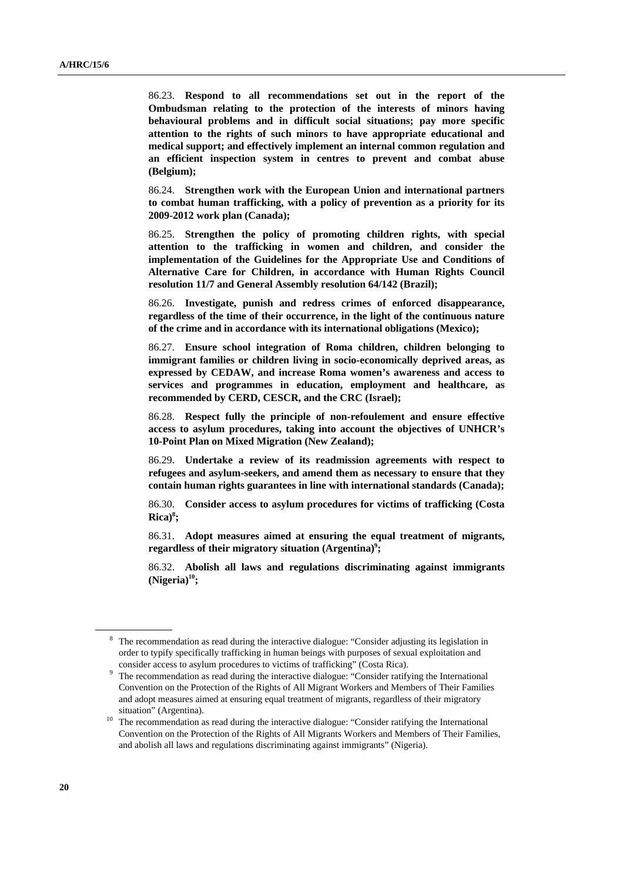86.23. **Respond to all recommendations set out in the report of the Ombudsman relating to the protection of the interests of minors having behavioural problems and in difficult social situations; pay more specific attention to the rights of such minors to have appropriate educational and medical support; and effectively implement an internal common regulation and an efficient inspection system in centres to prevent and combat abuse (Belgium);**

86.24. **Strengthen work with the European Union and international partners to combat human trafficking, with a policy of prevention as a priority for its 2009-2012 work plan (Canada);**

86.25. **Strengthen the policy of promoting children rights, with special attention to the trafficking in women and children, and consider the implementation of the Guidelines for the Appropriate Use and Conditions of Alternative Care for Children, in accordance with Human Rights Council resolution 11/7 and General Assembly resolution 64/142 (Brazil);**

86.26. **Investigate, punish and redress crimes of enforced disappearance, regardless of the time of their occurrence, in the light of the continuous nature of the crime and in accordance with its international obligations (Mexico);**

86.27. **Ensure school integration of Roma children, children belonging to immigrant families or children living in socio-economically deprived areas, as expressed by CEDAW, and increase Roma women's awareness and access to services and programmes in education, employment and healthcare, as recommended by CERD, CESCR, and the CRC (Israel);**

86.28. **Respect fully the principle of non-refoulement and ensure effective access to asylum procedures, taking into account the objectives of UNHCR's 10-Point Plan on Mixed Migration (New Zealand);**

86.29. **Undertake a review of its readmission agreements with respect to refugees and asylum-seekers, and amend them as necessary to ensure that they contain human rights guarantees in line with international standards (Canada);**

86.30. **Consider access to asylum procedures for victims of trafficking (Costa Rica)[8];**

86.31. **Adopt measures aimed at ensuring the equal treatment of migrants, regardless of their migratory situation (Argentina)[9];**

86.32. **Abolish all laws and regulations discriminating against immigrants (Nigeria)[10];**

---

[8] The recommendation as read during the interactive dialogue: "Consider adjusting its legislation in order to typify specifically trafficking in human beings with purposes of sexual exploitation and consider access to asylum procedures to victims of trafficking" (Costa Rica).

[9] The recommendation as read during the interactive dialogue: "Consider ratifying the International Convention on the Protection of the Rights of All Migrant Workers and Members of Their Families and adopt measures aimed at ensuring equal treatment of migrants, regardless of their migratory situation" (Argentina).

[10] The recommendation as read during the interactive dialogue: "Consider ratifying the International Convention on the Protection of the Rights of All Migrants Workers and Members of Their Families, and abolish all laws and regulations discriminating against immigrants" (Nigeria).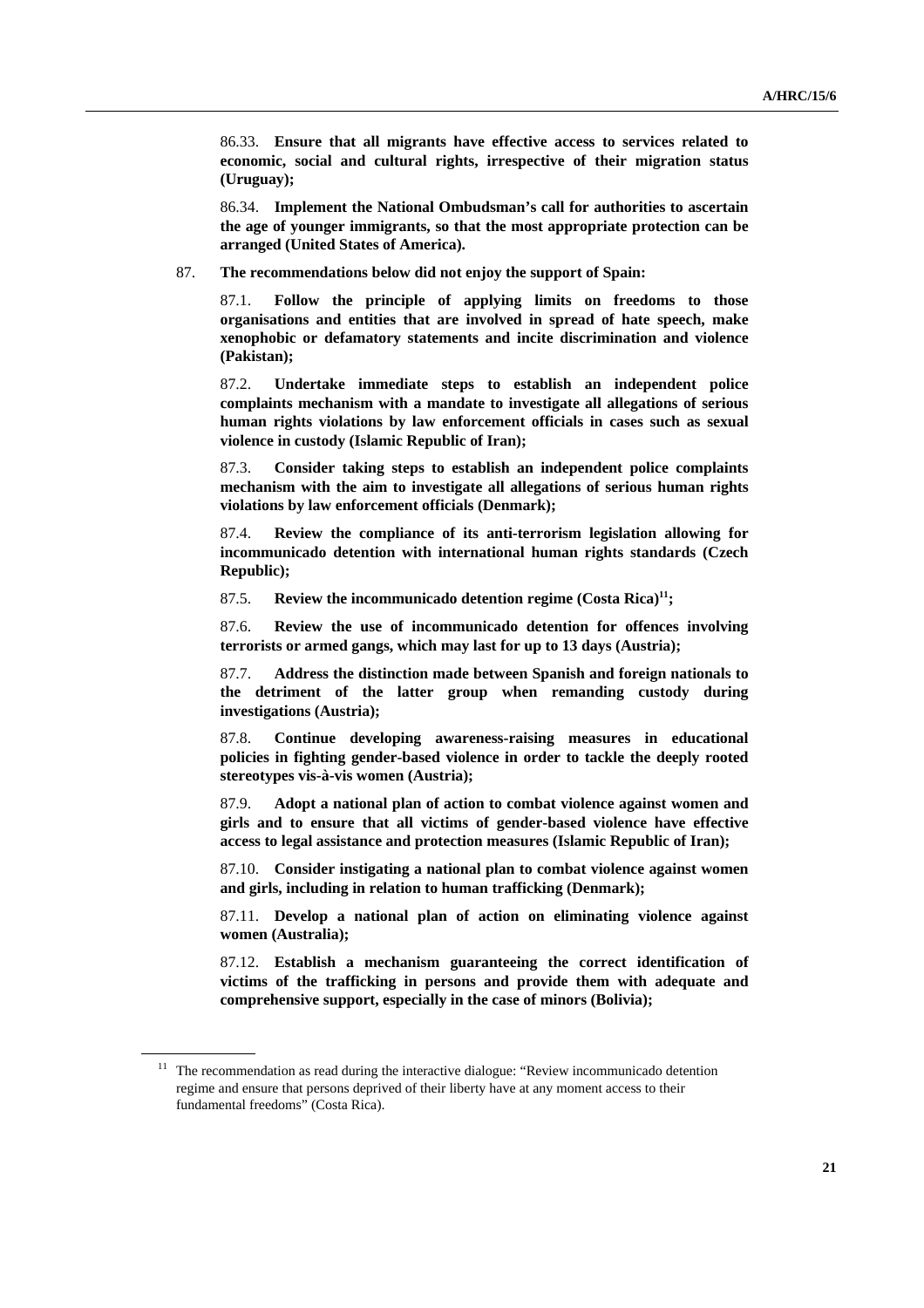86.33. **Ensure that all migrants have effective access to services related to economic, social and cultural rights, irrespective of their migration status (Uruguay);**

86.34. **Implement the National Ombudsman's call for authorities to ascertain the age of younger immigrants, so that the most appropriate protection can be arranged (United States of America).**

87. **The recommendations below did not enjoy the support of Spain:**

87.1. **Follow the principle of applying limits on freedoms to those organisations and entities that are involved in spread of hate speech, make xenophobic or defamatory statements and incite discrimination and violence (Pakistan);**

87.2. **Undertake immediate steps to establish an independent police complaints mechanism with a mandate to investigate all allegations of serious human rights violations by law enforcement officials in cases such as sexual violence in custody (Islamic Republic of Iran);**

87.3. **Consider taking steps to establish an independent police complaints mechanism with the aim to investigate all allegations of serious human rights violations by law enforcement officials (Denmark);**

87.4. **Review the compliance of its anti-terrorism legislation allowing for incommunicado detention with international human rights standards (Czech Republic);**

87.5. **Review the incommunicado detention regime (Costa Rica)[11];**

87.6. **Review the use of incommunicado detention for offences involving terrorists or armed gangs, which may last for up to 13 days (Austria);**

87.7. **Address the distinction made between Spanish and foreign nationals to the detriment of the latter group when remanding custody during investigations (Austria);**

87.8. **Continue developing awareness-raising measures in educational policies in fighting gender-based violence in order to tackle the deeply rooted stereotypes vis-à-vis women (Austria);**

87.9. **Adopt a national plan of action to combat violence against women and girls and to ensure that all victims of gender-based violence have effective access to legal assistance and protection measures (Islamic Republic of Iran);**

87.10. **Consider instigating a national plan to combat violence against women and girls, including in relation to human trafficking (Denmark);**

87.11. **Develop a national plan of action on eliminating violence against women (Australia);**

87.12. **Establish a mechanism guaranteeing the correct identification of victims of the trafficking in persons and provide them with adequate and comprehensive support, especially in the case of minors (Bolivia);**

---

[11] The recommendation as read during the interactive dialogue: "Review incommunicado detention regime and ensure that persons deprived of their liberty have at any moment access to their fundamental freedoms" (Costa Rica).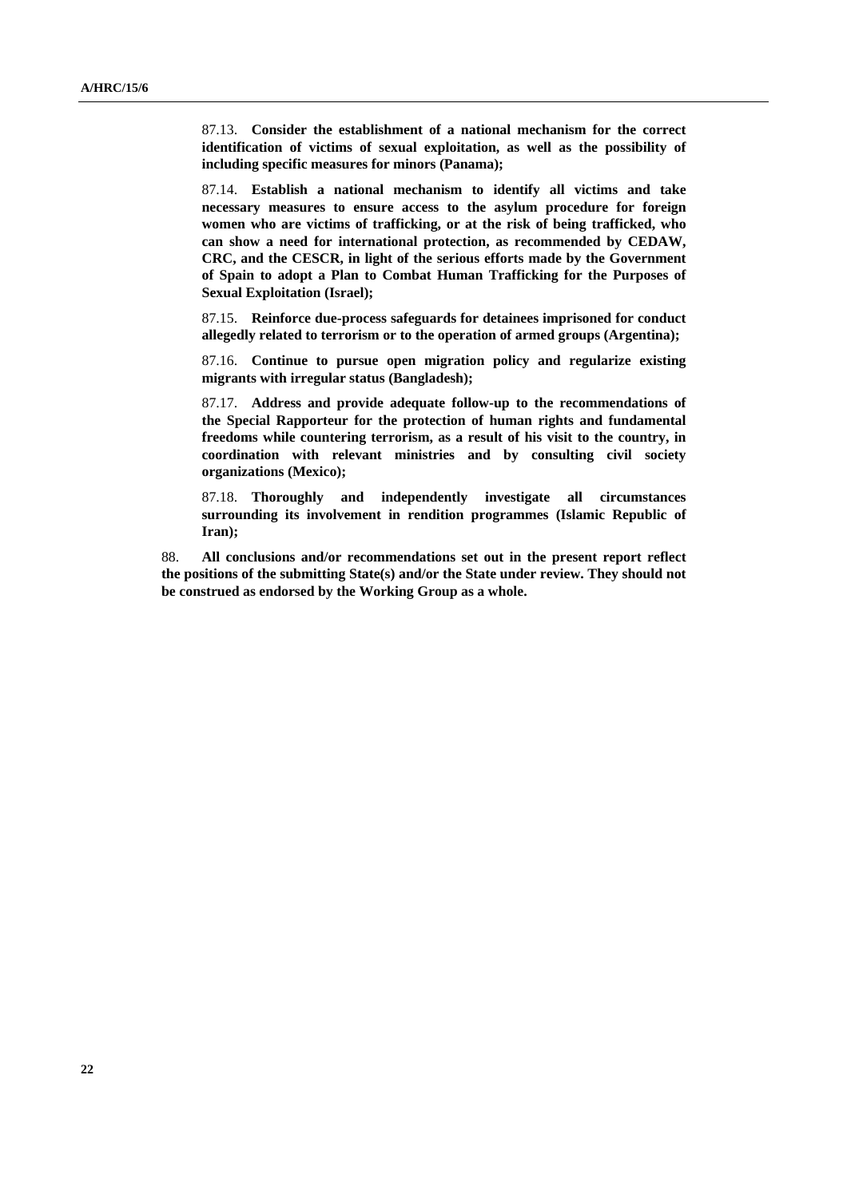87.13. **Consider the establishment of a national mechanism for the correct identification of victims of sexual exploitation, as well as the possibility of including specific measures for minors (Panama);**

87.14. **Establish a national mechanism to identify all victims and take necessary measures to ensure access to the asylum procedure for foreign women who are victims of trafficking, or at the risk of being trafficked, who can show a need for international protection, as recommended by CEDAW, CRC, and the CESCR, in light of the serious efforts made by the Government of Spain to adopt a Plan to Combat Human Trafficking for the Purposes of Sexual Exploitation (Israel);**

87.15. **Reinforce due-process safeguards for detainees imprisoned for conduct allegedly related to terrorism or to the operation of armed groups (Argentina);**

87.16. **Continue to pursue open migration policy and regularize existing migrants with irregular status (Bangladesh);**

87.17. **Address and provide adequate follow-up to the recommendations of the Special Rapporteur for the protection of human rights and fundamental freedoms while countering terrorism, as a result of his visit to the country, in coordination with relevant ministries and by consulting civil society organizations (Mexico);**

87.18. **Thoroughly and independently investigate all circumstances surrounding its involvement in rendition programmes (Islamic Republic of Iran);**

88. **All conclusions and/or recommendations set out in the present report reflect the positions of the submitting State(s) and/or the State under review. They should not be construed as endorsed by the Working Group as a whole.**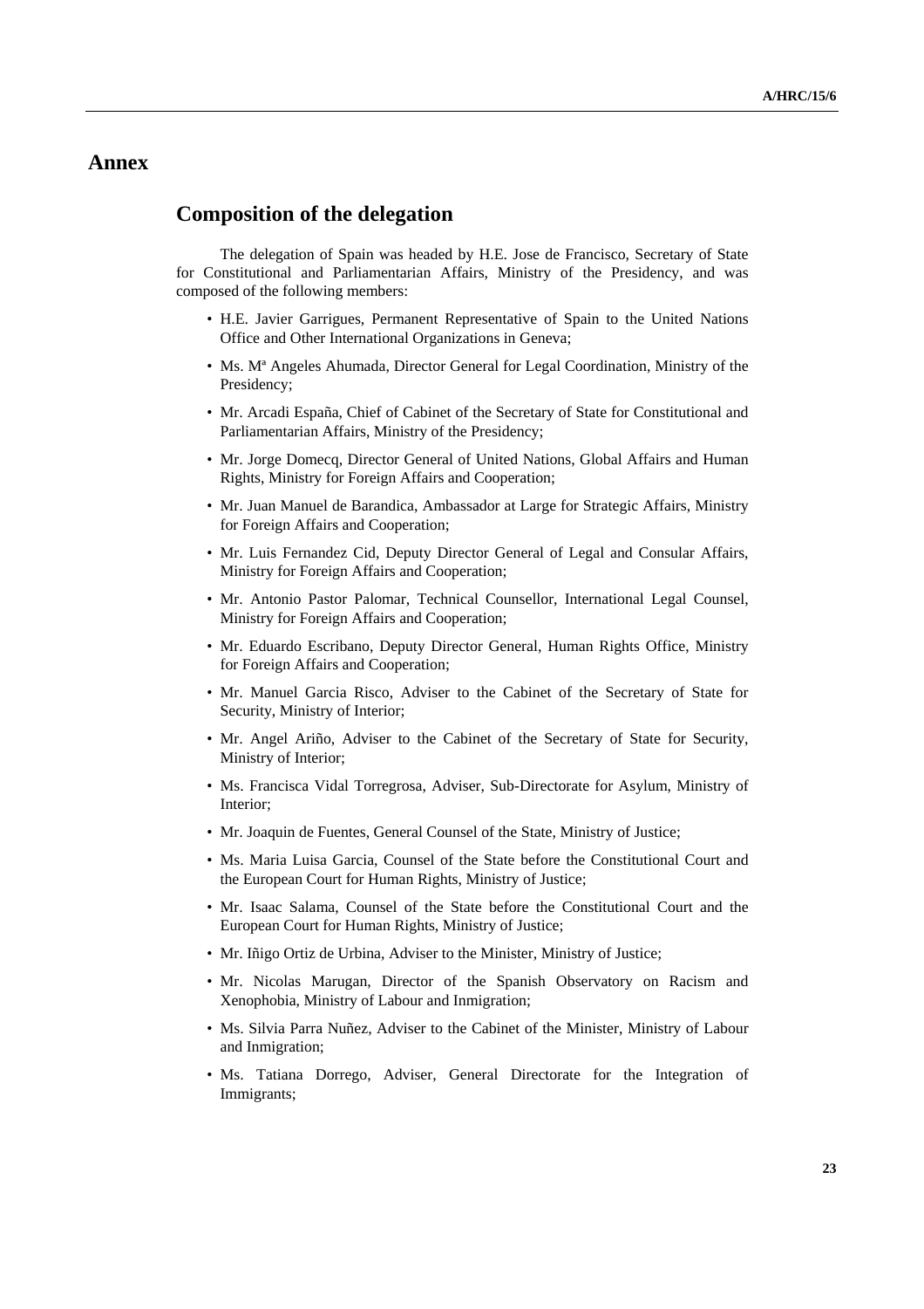# Annex

## Composition of the delegation

The delegation of Spain was headed by H.E. Jose de Francisco, Secretary of State for Constitutional and Parliamentarian Affairs, Ministry of the Presidency, and was composed of the following members:

- H.E. Javier Garrigues, Permanent Representative of Spain to the United Nations Office and Other International Organizations in Geneva;
- Ms. Mª Angeles Ahumada, Director General for Legal Coordination, Ministry of the Presidency;
- Mr. Arcadi España, Chief of Cabinet of the Secretary of State for Constitutional and Parliamentarian Affairs, Ministry of the Presidency;
- Mr. Jorge Domecq, Director General of United Nations, Global Affairs and Human Rights, Ministry for Foreign Affairs and Cooperation;
- Mr. Juan Manuel de Barandica, Ambassador at Large for Strategic Affairs, Ministry for Foreign Affairs and Cooperation;
- Mr. Luis Fernandez Cid, Deputy Director General of Legal and Consular Affairs, Ministry for Foreign Affairs and Cooperation;
- Mr. Antonio Pastor Palomar, Technical Counsellor, International Legal Counsel, Ministry for Foreign Affairs and Cooperation;
- Mr. Eduardo Escribano, Deputy Director General, Human Rights Office, Ministry for Foreign Affairs and Cooperation;
- Mr. Manuel Garcia Risco, Adviser to the Cabinet of the Secretary of State for Security, Ministry of Interior;
- Mr. Angel Ariño, Adviser to the Cabinet of the Secretary of State for Security, Ministry of Interior;
- Ms. Francisca Vidal Torregrosa, Adviser, Sub-Directorate for Asylum, Ministry of Interior;
- Mr. Joaquin de Fuentes, General Counsel of the State, Ministry of Justice;
- Ms. Maria Luisa Garcia, Counsel of the State before the Constitutional Court and the European Court for Human Rights, Ministry of Justice;
- Mr. Isaac Salama, Counsel of the State before the Constitutional Court and the European Court for Human Rights, Ministry of Justice;
- Mr. Iñigo Ortiz de Urbina, Adviser to the Minister, Ministry of Justice;
- Mr. Nicolas Marugan, Director of the Spanish Observatory on Racism and Xenophobia, Ministry of Labour and Inmigration;
- Ms. Silvia Parra Nuñez, Adviser to the Cabinet of the Minister, Ministry of Labour and Inmigration;
- Ms. Tatiana Dorrego, Adviser, General Directorate for the Integration of Immigrants;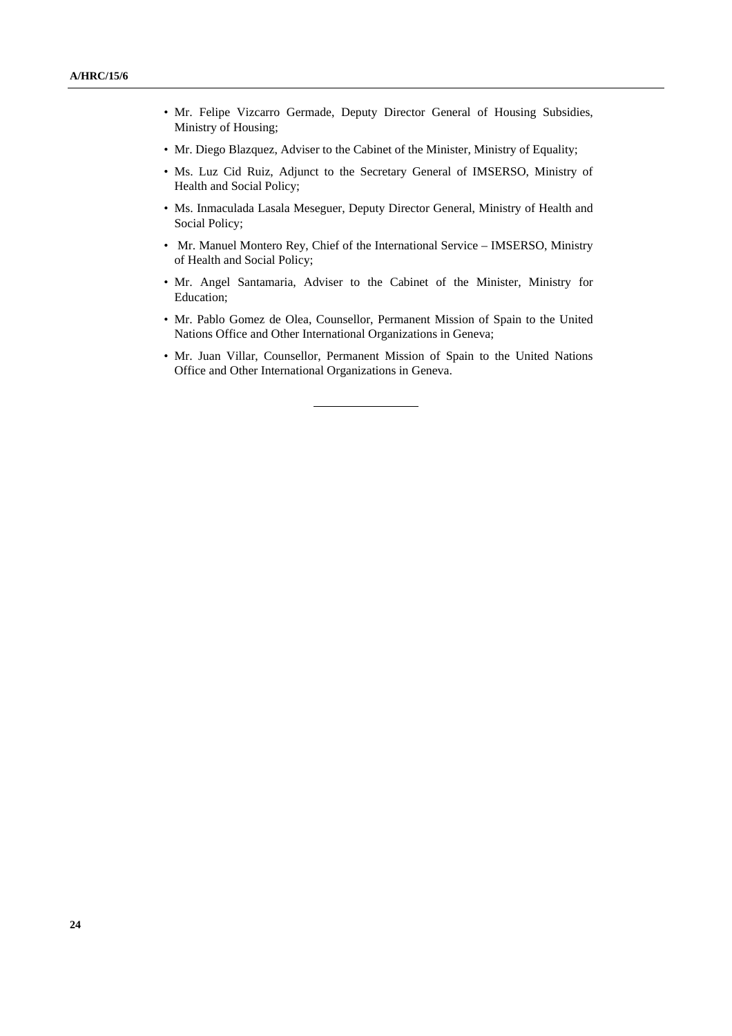- Mr. Felipe Vizcarro Germade, Deputy Director General of Housing Subsidies, Ministry of Housing;
- Mr. Diego Blazquez, Adviser to the Cabinet of the Minister, Ministry of Equality;
- Ms. Luz Cid Ruiz, Adjunct to the Secretary General of IMSERSO, Ministry of Health and Social Policy;
- Ms. Inmaculada Lasala Meseguer, Deputy Director General, Ministry of Health and Social Policy;
- Mr. Manuel Montero Rey, Chief of the International Service – IMSERSO, Ministry of Health and Social Policy;
- Mr. Angel Santamaria, Adviser to the Cabinet of the Minister, Ministry for Education;
- Mr. Pablo Gomez de Olea, Counsellor, Permanent Mission of Spain to the United Nations Office and Other International Organizations in Geneva;
- Mr. Juan Villar, Counsellor, Permanent Mission of Spain to the United Nations Office and Other International Organizations in Geneva.